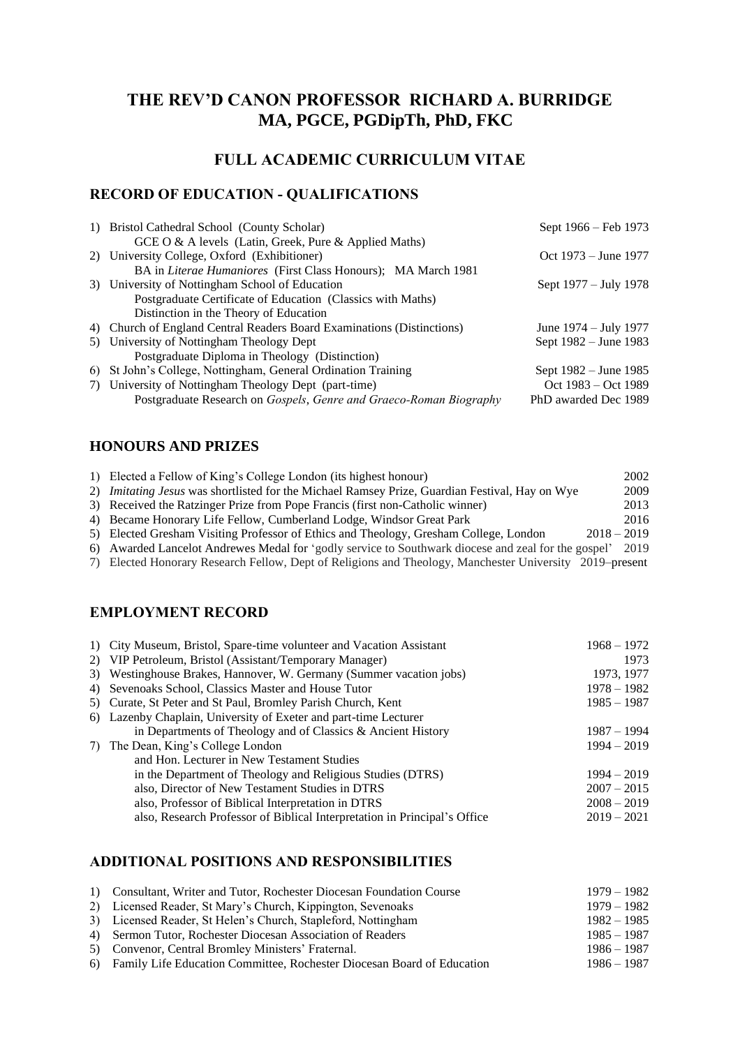# THE REV'D CANON PROFESSOR RICHARD A. BURRIDGE MA, PGCE, PGDipTh, PhD, FKC

## FULL ACADEMIC CURRICULUM VITAE

### RECORD OF EDUCATION - QUALIFICATIONS

1) Bristol Cathedral School (County Scholar) — Sept 1966 – Feb 1973
   GCE O & A levels (Latin, Greek, Pure & Applied Maths)
2) University College, Oxford (Exhibitioner) — Oct 1973 – June 1977
   BA in *Literae Humaniores* (First Class Honours); MA March 1981
3) University of Nottingham School of Education — Sept 1977 – July 1978
   Postgraduate Certificate of Education (Classics with Maths)
   Distinction in the Theory of Education
4) Church of England Central Readers Board Examinations (Distinctions) — June 1974 – July 1977
5) University of Nottingham Theology Dept — Sept 1982 – June 1983
   Postgraduate Diploma in Theology (Distinction)
6) St John's College, Nottingham, General Ordination Training — Sept 1982 – June 1985
7) University of Nottingham Theology Dept (part-time) — Oct 1983 – Oct 1989
   Postgraduate Research on *Gospels, Genre and Graeco-Roman Biography* — PhD awarded Dec 1989

### HONOURS AND PRIZES

1) Elected a Fellow of King's College London (its highest honour) — 2002
2) *Imitating Jesus* was shortlisted for the Michael Ramsey Prize, Guardian Festival, Hay on Wye — 2009
3) Received the Ratzinger Prize from Pope Francis (first non-Catholic winner) — 2013
4) Became Honorary Life Fellow, Cumberland Lodge, Windsor Great Park — 2016
5) Elected Gresham Visiting Professor of Ethics and Theology, Gresham College, London — 2018 – 2019
6) Awarded Lancelot Andrewes Medal for 'godly service to Southwark diocese and zeal for the gospel' — 2019
7) Elected Honorary Research Fellow, Dept of Religions and Theology, Manchester University — 2019–present

### EMPLOYMENT RECORD

1) City Museum, Bristol, Spare-time volunteer and Vacation Assistant — 1968 – 1972
2) VIP Petroleum, Bristol (Assistant/Temporary Manager) — 1973
3) Westinghouse Brakes, Hannover, W. Germany (Summer vacation jobs) — 1973, 1977
4) Sevenoaks School, Classics Master and House Tutor — 1978 – 1982
5) Curate, St Peter and St Paul, Bromley Parish Church, Kent — 1985 – 1987
6) Lazenby Chaplain, University of Exeter and part-time Lecturer in Departments of Theology and of Classics & Ancient History — 1987 – 1994
7) The Dean, King's College London — 1994 – 2019
   and Hon. Lecturer in New Testament Studies in the Department of Theology and Religious Studies (DTRS) — 1994 – 2019
   also, Director of New Testament Studies in DTRS — 2007 – 2015
   also, Professor of Biblical Interpretation in DTRS — 2008 – 2019
   also, Research Professor of Biblical Interpretation in Principal's Office — 2019 – 2021

### ADDITIONAL POSITIONS AND RESPONSIBILITIES

1) Consultant, Writer and Tutor, Rochester Diocesan Foundation Course — 1979 – 1982
2) Licensed Reader, St Mary's Church, Kippington, Sevenoaks — 1979 – 1982
3) Licensed Reader, St Helen's Church, Stapleford, Nottingham — 1982 – 1985
4) Sermon Tutor, Rochester Diocesan Association of Readers — 1985 – 1987
5) Convenor, Central Bromley Ministers' Fraternal. — 1986 – 1987
6) Family Life Education Committee, Rochester Diocesan Board of Education — 1986 – 1987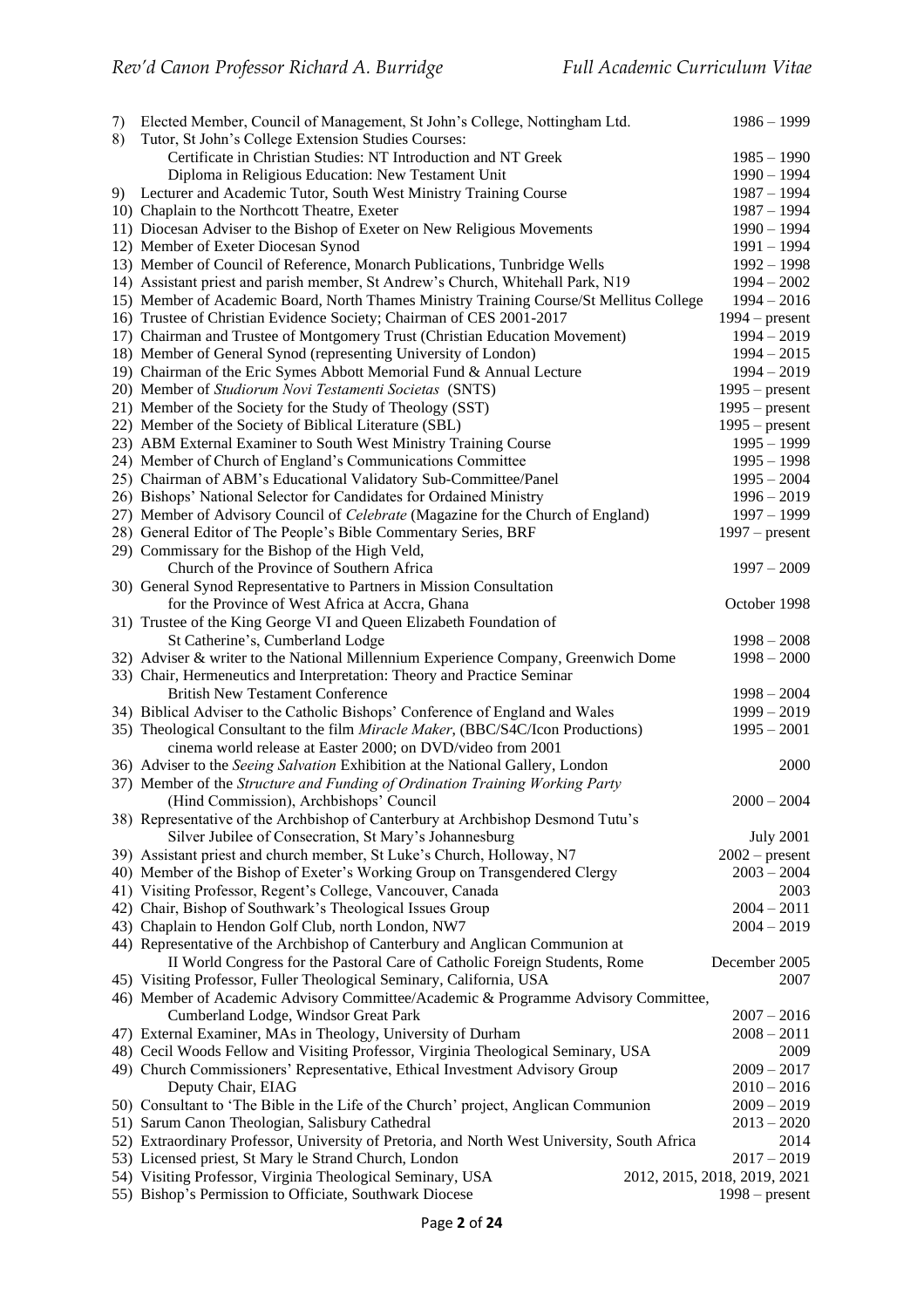7) Elected Member, Council of Management, St John's College, Nottingham Ltd. 1986 – 1999
8) Tutor, St John's College Extension Studies Courses:
   Certificate in Christian Studies: NT Introduction and NT Greek 1985 – 1990
   Diploma in Religious Education: New Testament Unit 1990 – 1994
9) Lecturer and Academic Tutor, South West Ministry Training Course 1987 – 1994
10) Chaplain to the Northcott Theatre, Exeter 1987 – 1994
11) Diocesan Adviser to the Bishop of Exeter on New Religious Movements 1990 – 1994
12) Member of Exeter Diocesan Synod 1991 – 1994
13) Member of Council of Reference, Monarch Publications, Tunbridge Wells 1992 – 1998
14) Assistant priest and parish member, St Andrew's Church, Whitehall Park, N19 1994 – 2002
15) Member of Academic Board, North Thames Ministry Training Course/St Mellitus College 1994 – 2016
16) Trustee of Christian Evidence Society; Chairman of CES 2001-2017 1994 – present
17) Chairman and Trustee of Montgomery Trust (Christian Education Movement) 1994 – 2019
18) Member of General Synod (representing University of London) 1994 – 2015
19) Chairman of the Eric Symes Abbott Memorial Fund & Annual Lecture 1994 – 2019
20) Member of *Studiorum Novi Testamenti Societas* (SNTS) 1995 – present
21) Member of the Society for the Study of Theology (SST) 1995 – present
22) Member of the Society of Biblical Literature (SBL) 1995 – present
23) ABM External Examiner to South West Ministry Training Course 1995 – 1999
24) Member of Church of England's Communications Committee 1995 – 1998
25) Chairman of ABM's Educational Validatory Sub-Committee/Panel 1995 – 2004
26) Bishops' National Selector for Candidates for Ordained Ministry 1996 – 2019
27) Member of Advisory Council of *Celebrate* (Magazine for the Church of England) 1997 – 1999
28) General Editor of The People's Bible Commentary Series, BRF 1997 – present
29) Commissary for the Bishop of the High Veld,
   Church of the Province of Southern Africa 1997 – 2009
30) General Synod Representative to Partners in Mission Consultation
   for the Province of West Africa at Accra, Ghana October 1998
31) Trustee of the King George VI and Queen Elizabeth Foundation of
   St Catherine's, Cumberland Lodge 1998 – 2008
32) Adviser & writer to the National Millennium Experience Company, Greenwich Dome 1998 – 2000
33) Chair, Hermeneutics and Interpretation: Theory and Practice Seminar
   British New Testament Conference 1998 – 2004
34) Biblical Adviser to the Catholic Bishops' Conference of England and Wales 1999 – 2019
35) Theological Consultant to the film *Miracle Maker*, (BBC/S4C/Icon Productions) 1995 – 2001
   cinema world release at Easter 2000; on DVD/video from 2001
36) Adviser to the *Seeing Salvation* Exhibition at the National Gallery, London 2000
37) Member of the *Structure and Funding of Ordination Training Working Party*
   (Hind Commission), Archbishops' Council 2000 – 2004
38) Representative of the Archbishop of Canterbury at Archbishop Desmond Tutu's
   Silver Jubilee of Consecration, St Mary's Johannesburg July 2001
39) Assistant priest and church member, St Luke's Church, Holloway, N7 2002 – present
40) Member of the Bishop of Exeter's Working Group on Transgendered Clergy 2003 – 2004
41) Visiting Professor, Regent's College, Vancouver, Canada 2003
42) Chair, Bishop of Southwark's Theological Issues Group 2004 – 2011
43) Chaplain to Hendon Golf Club, north London, NW7 2004 – 2019
44) Representative of the Archbishop of Canterbury and Anglican Communion at
   II World Congress for the Pastoral Care of Catholic Foreign Students, Rome December 2005
45) Visiting Professor, Fuller Theological Seminary, California, USA 2007
46) Member of Academic Advisory Committee/Academic & Programme Advisory Committee,
   Cumberland Lodge, Windsor Great Park 2007 – 2016
47) External Examiner, MAs in Theology, University of Durham 2008 – 2011
48) Cecil Woods Fellow and Visiting Professor, Virginia Theological Seminary, USA 2009
49) Church Commissioners' Representative, Ethical Investment Advisory Group 2009 – 2017
   Deputy Chair, EIAG 2010 – 2016
50) Consultant to 'The Bible in the Life of the Church' project, Anglican Communion 2009 – 2019
51) Sarum Canon Theologian, Salisbury Cathedral 2013 – 2020
52) Extraordinary Professor, University of Pretoria, and North West University, South Africa 2014
53) Licensed priest, St Mary le Strand Church, London 2017 – 2019
54) Visiting Professor, Virginia Theological Seminary, USA 2012, 2015, 2018, 2019, 2021
55) Bishop's Permission to Officiate, Southwark Diocese 1998 – present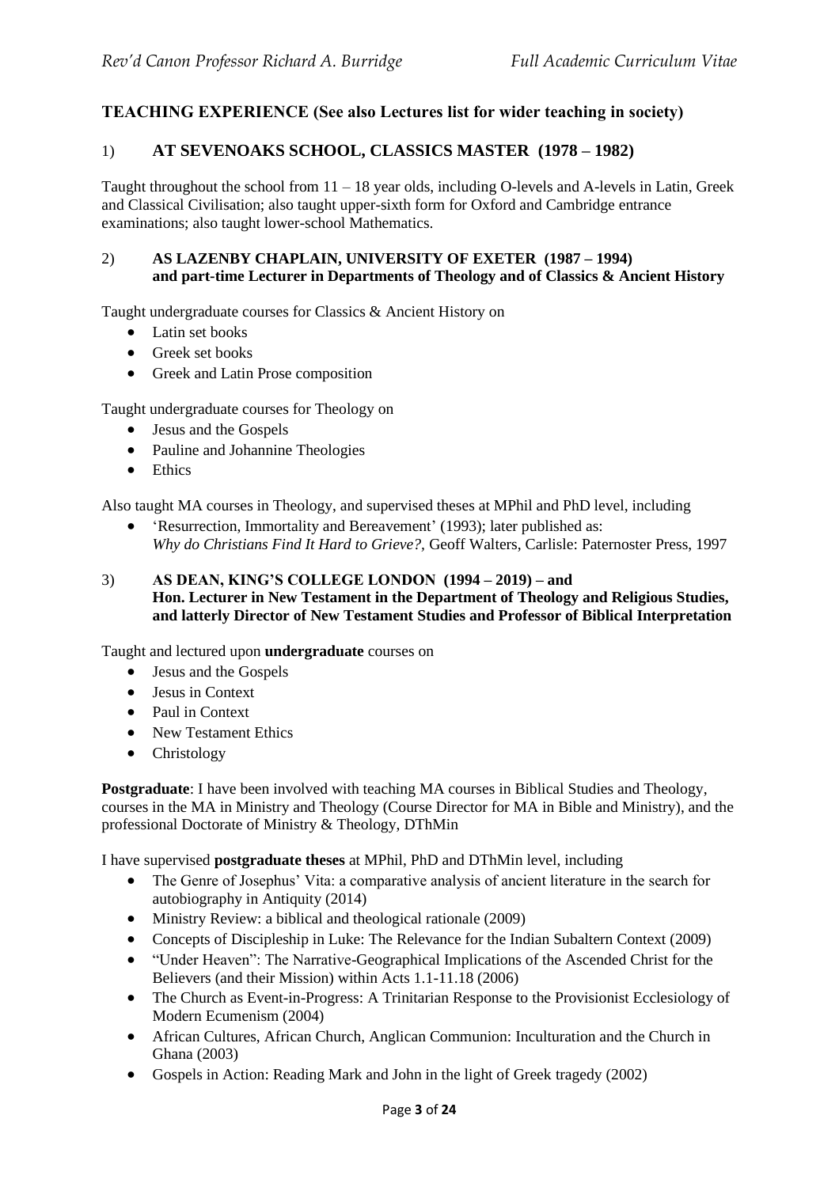## TEACHING EXPERIENCE (See also Lectures list for wider teaching in society)

### 1) AT SEVENOAKS SCHOOL, CLASSICS MASTER (1978 – 1982)

Taught throughout the school from 11 – 18 year olds, including O-levels and A-levels in Latin, Greek and Classical Civilisation; also taught upper-sixth form for Oxford and Cambridge entrance examinations; also taught lower-school Mathematics.

### 2) AS LAZENBY CHAPLAIN, UNIVERSITY OF EXETER (1987 – 1994) and part-time Lecturer in Departments of Theology and of Classics & Ancient History

Taught undergraduate courses for Classics & Ancient History on

- Latin set books
- Greek set books
- Greek and Latin Prose composition

Taught undergraduate courses for Theology on

- Jesus and the Gospels
- Pauline and Johannine Theologies
- Ethics

Also taught MA courses in Theology, and supervised theses at MPhil and PhD level, including

- 'Resurrection, Immortality and Bereavement' (1993); later published as: *Why do Christians Find It Hard to Grieve?*, Geoff Walters, Carlisle: Paternoster Press, 1997

### 3) AS DEAN, KING'S COLLEGE LONDON (1994 – 2019) – and Hon. Lecturer in New Testament in the Department of Theology and Religious Studies, and latterly Director of New Testament Studies and Professor of Biblical Interpretation

Taught and lectured upon **undergraduate** courses on

- Jesus and the Gospels
- Jesus in Context
- Paul in Context
- New Testament Ethics
- Christology

**Postgraduate**: I have been involved with teaching MA courses in Biblical Studies and Theology, courses in the MA in Ministry and Theology (Course Director for MA in Bible and Ministry), and the professional Doctorate of Ministry & Theology, DThMin

I have supervised **postgraduate theses** at MPhil, PhD and DThMin level, including

- The Genre of Josephus' Vita: a comparative analysis of ancient literature in the search for autobiography in Antiquity (2014)
- Ministry Review: a biblical and theological rationale (2009)
- Concepts of Discipleship in Luke: The Relevance for the Indian Subaltern Context (2009)
- "Under Heaven": The Narrative-Geographical Implications of the Ascended Christ for the Believers (and their Mission) within Acts 1.1-11.18 (2006)
- The Church as Event-in-Progress: A Trinitarian Response to the Provisionist Ecclesiology of Modern Ecumenism (2004)
- African Cultures, African Church, Anglican Communion: Inculturation and the Church in Ghana (2003)
- Gospels in Action: Reading Mark and John in the light of Greek tragedy (2002)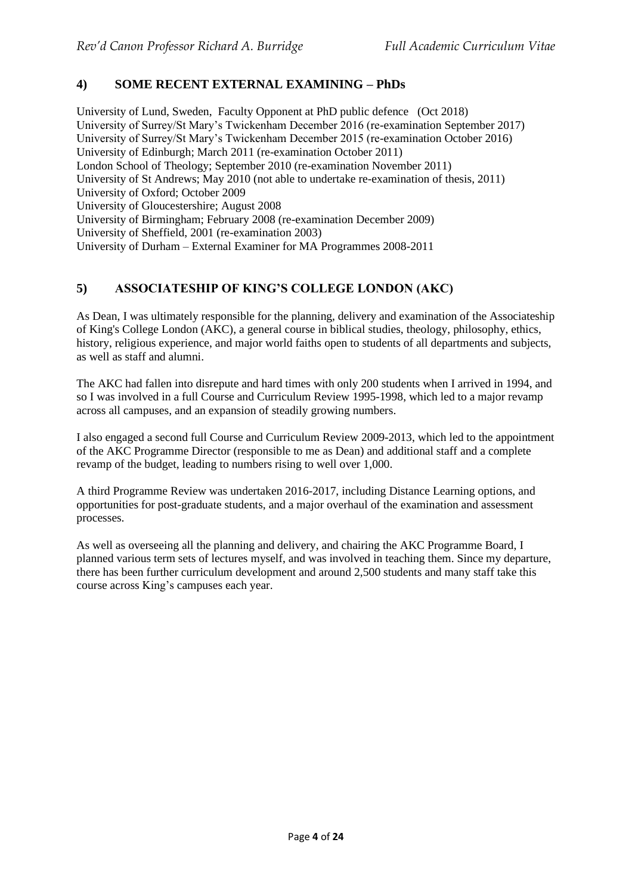## 4) SOME RECENT EXTERNAL EXAMINING – PhDs

University of Lund, Sweden, Faculty Opponent at PhD public defence (Oct 2018)
University of Surrey/St Mary's Twickenham December 2016 (re-examination September 2017)
University of Surrey/St Mary's Twickenham December 2015 (re-examination October 2016)
University of Edinburgh; March 2011 (re-examination October 2011)
London School of Theology; September 2010 (re-examination November 2011)
University of St Andrews; May 2010 (not able to undertake re-examination of thesis, 2011)
University of Oxford; October 2009
University of Gloucestershire; August 2008
University of Birmingham; February 2008 (re-examination December 2009)
University of Sheffield, 2001 (re-examination 2003)
University of Durham – External Examiner for MA Programmes 2008-2011

## 5) ASSOCIATESHIP OF KING'S COLLEGE LONDON (AKC)

As Dean, I was ultimately responsible for the planning, delivery and examination of the Associateship of King's College London (AKC), a general course in biblical studies, theology, philosophy, ethics, history, religious experience, and major world faiths open to students of all departments and subjects, as well as staff and alumni.

The AKC had fallen into disrepute and hard times with only 200 students when I arrived in 1994, and so I was involved in a full Course and Curriculum Review 1995-1998, which led to a major revamp across all campuses, and an expansion of steadily growing numbers.

I also engaged a second full Course and Curriculum Review 2009-2013, which led to the appointment of the AKC Programme Director (responsible to me as Dean) and additional staff and a complete revamp of the budget, leading to numbers rising to well over 1,000.

A third Programme Review was undertaken 2016-2017, including Distance Learning options, and opportunities for post-graduate students, and a major overhaul of the examination and assessment processes.

As well as overseeing all the planning and delivery, and chairing the AKC Programme Board, I planned various term sets of lectures myself, and was involved in teaching them. Since my departure, there has been further curriculum development and around 2,500 students and many staff take this course across King's campuses each year.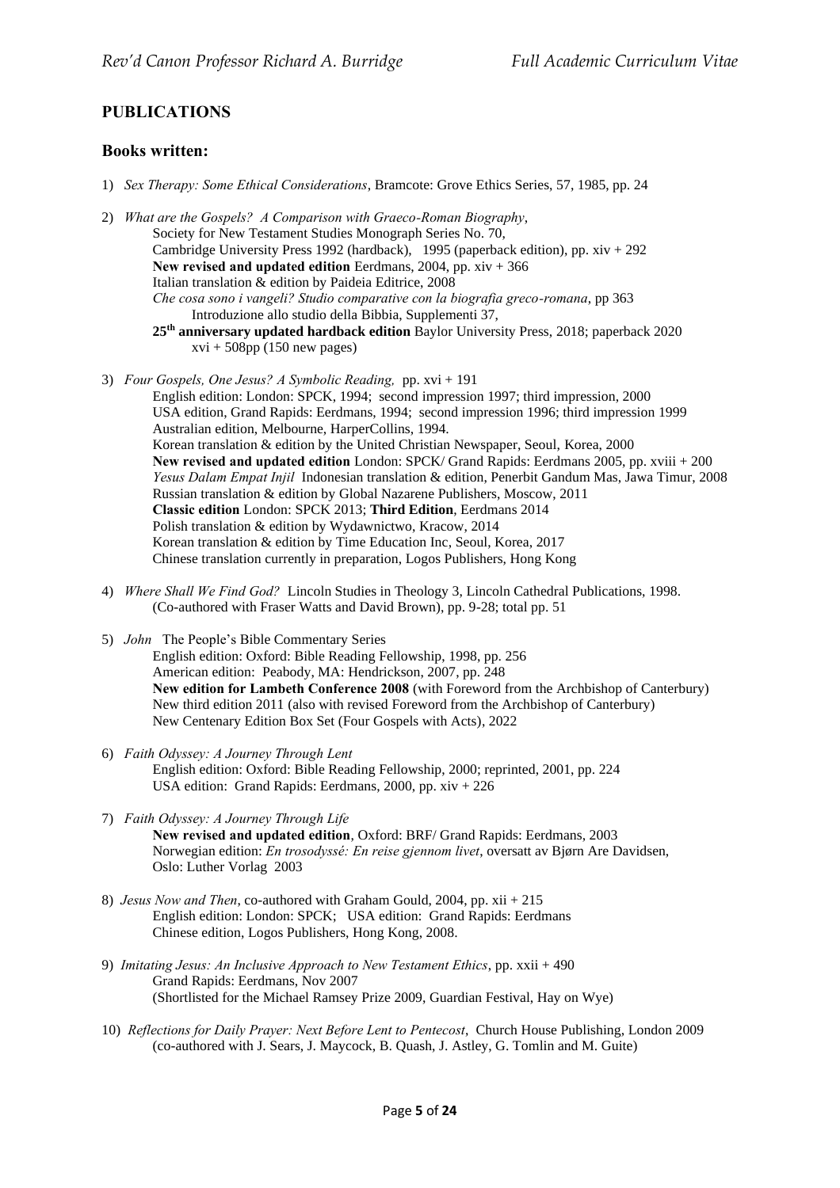## PUBLICATIONS

### Books written:

1) *Sex Therapy: Some Ethical Considerations*, Bramcote: Grove Ethics Series, 57, 1985, pp. 24

2) *What are the Gospels? A Comparison with Graeco-Roman Biography*,
   Society for New Testament Studies Monograph Series No. 70,
   Cambridge University Press 1992 (hardback), 1995 (paperback edition), pp. xiv + 292
   **New revised and updated edition** Eerdmans, 2004, pp. xiv + 366
   Italian translation & edition by Paideia Editrice, 2008
   *Che cosa sono i vangeli? Studio comparative con la biografia greco-romana*, pp 363
   Introduzione allo studio della Bibbia, Supplementi 37,
   **25th anniversary updated hardback edition** Baylor University Press, 2018; paperback 2020
   xvi + 508pp (150 new pages)

3) *Four Gospels, One Jesus? A Symbolic Reading,* pp. xvi + 191
   English edition: London: SPCK, 1994; second impression 1997; third impression, 2000
   USA edition, Grand Rapids: Eerdmans, 1994; second impression 1996; third impression 1999
   Australian edition, Melbourne, HarperCollins, 1994.
   Korean translation & edition by the United Christian Newspaper, Seoul, Korea, 2000
   **New revised and updated edition** London: SPCK/ Grand Rapids: Eerdmans 2005, pp. xviii + 200
   *Yesus Dalam Empat Injil* Indonesian translation & edition, Penerbit Gandum Mas, Jawa Timur, 2008
   Russian translation & edition by Global Nazarene Publishers, Moscow, 2011
   **Classic edition** London: SPCK 2013; **Third Edition**, Eerdmans 2014
   Polish translation & edition by Wydawnictwo, Kracow, 2014
   Korean translation & edition by Time Education Inc, Seoul, Korea, 2017
   Chinese translation currently in preparation, Logos Publishers, Hong Kong

4) *Where Shall We Find God?* Lincoln Studies in Theology 3, Lincoln Cathedral Publications, 1998.
   (Co-authored with Fraser Watts and David Brown), pp. 9-28; total pp. 51

5) *John* The People's Bible Commentary Series
   English edition: Oxford: Bible Reading Fellowship, 1998, pp. 256
   American edition: Peabody, MA: Hendrickson, 2007, pp. 248
   **New edition for Lambeth Conference 2008** (with Foreword from the Archbishop of Canterbury)
   New third edition 2011 (also with revised Foreword from the Archbishop of Canterbury)
   New Centenary Edition Box Set (Four Gospels with Acts), 2022

6) *Faith Odyssey: A Journey Through Lent*
   English edition: Oxford: Bible Reading Fellowship, 2000; reprinted, 2001, pp. 224
   USA edition: Grand Rapids: Eerdmans, 2000, pp. xiv + 226

7) *Faith Odyssey: A Journey Through Life*
   **New revised and updated edition**, Oxford: BRF/ Grand Rapids: Eerdmans, 2003
   Norwegian edition: *En trosodyssé: En reise gjennom livet*, oversatt av Bjørn Are Davidsen,
   Oslo: Luther Vorlag 2003

8) *Jesus Now and Then*, co-authored with Graham Gould, 2004, pp. xii + 215
   English edition: London: SPCK; USA edition: Grand Rapids: Eerdmans
   Chinese edition, Logos Publishers, Hong Kong, 2008.

9) *Imitating Jesus: An Inclusive Approach to New Testament Ethics*, pp. xxii + 490
   Grand Rapids: Eerdmans, Nov 2007
   (Shortlisted for the Michael Ramsey Prize 2009, Guardian Festival, Hay on Wye)

10) *Reflections for Daily Prayer: Next Before Lent to Pentecost*, Church House Publishing, London 2009
    (co-authored with J. Sears, J. Maycock, B. Quash, J. Astley, G. Tomlin and M. Guite)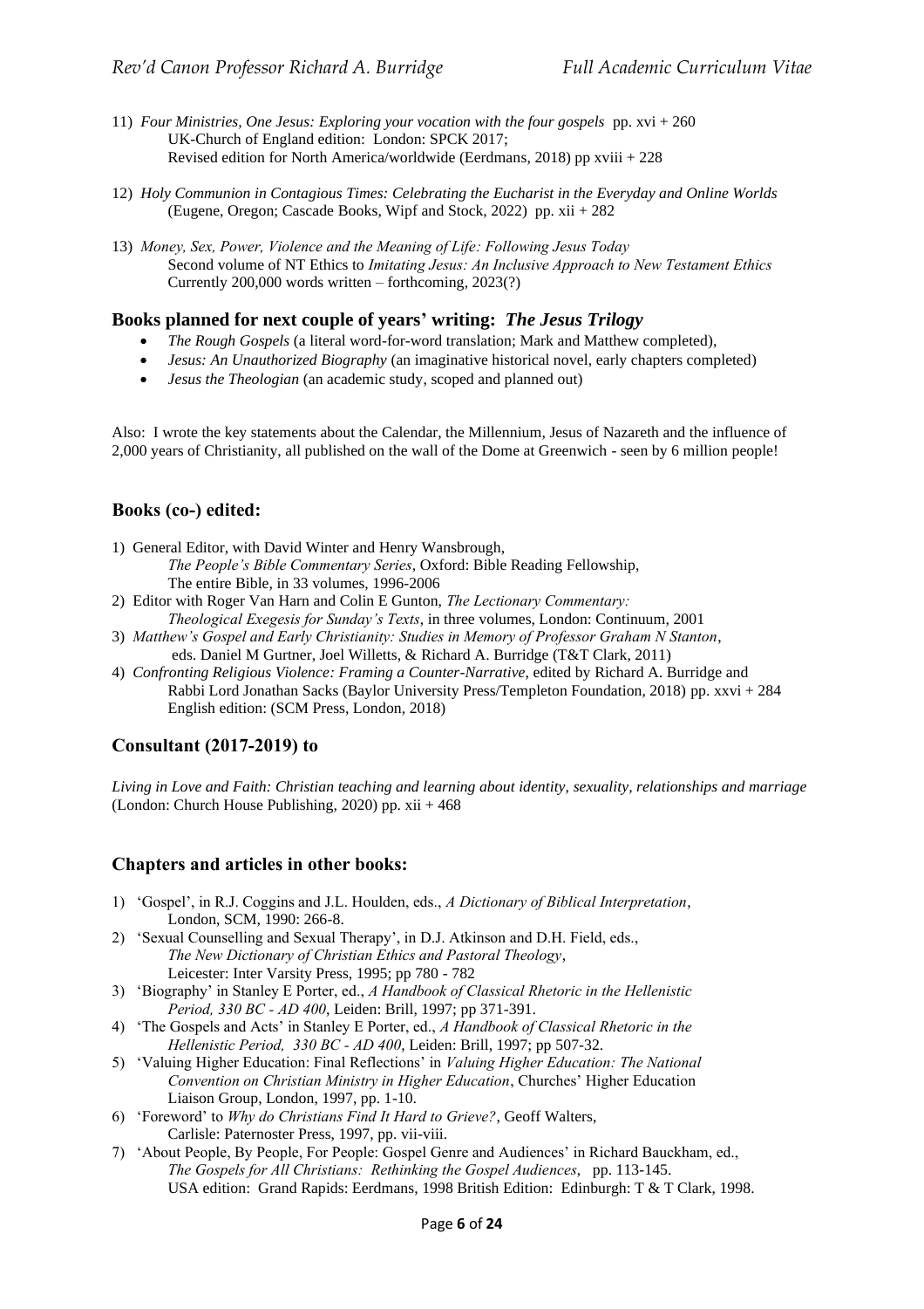11) *Four Ministries, One Jesus: Exploring your vocation with the four gospels* pp. xvi + 260
UK-Church of England edition: London: SPCK 2017;
Revised edition for North America/worldwide (Eerdmans, 2018) pp xviii + 228

12) *Holy Communion in Contagious Times: Celebrating the Eucharist in the Everyday and Online Worlds* (Eugene, Oregon; Cascade Books, Wipf and Stock, 2022) pp. xii + 282

13) *Money, Sex, Power, Violence and the Meaning of Life: Following Jesus Today*
Second volume of NT Ethics to *Imitating Jesus: An Inclusive Approach to New Testament Ethics*
Currently 200,000 words written – forthcoming, 2023(?)

### Books planned for next couple of years' writing: *The Jesus Trilogy*

- *The Rough Gospels* (a literal word-for-word translation; Mark and Matthew completed),
- *Jesus: An Unauthorized Biography* (an imaginative historical novel, early chapters completed)
- *Jesus the Theologian* (an academic study, scoped and planned out)

Also: I wrote the key statements about the Calendar, the Millennium, Jesus of Nazareth and the influence of 2,000 years of Christianity, all published on the wall of the Dome at Greenwich - seen by 6 million people!

### Books (co-) edited:

1) General Editor, with David Winter and Henry Wansbrough,
*The People's Bible Commentary Series*, Oxford: Bible Reading Fellowship,
The entire Bible, in 33 volumes, 1996-2006
2) Editor with Roger Van Harn and Colin E Gunton, *The Lectionary Commentary: Theological Exegesis for Sunday's Texts*, in three volumes, London: Continuum, 2001
3) *Matthew's Gospel and Early Christianity: Studies in Memory of Professor Graham N Stanton*, eds. Daniel M Gurtner, Joel Willetts, & Richard A. Burridge (T&T Clark, 2011)
4) *Confronting Religious Violence: Framing a Counter-Narrative*, edited by Richard A. Burridge and Rabbi Lord Jonathan Sacks (Baylor University Press/Templeton Foundation, 2018) pp. xxvi + 284
English edition: (SCM Press, London, 2018)

### Consultant (2017-2019) to

*Living in Love and Faith: Christian teaching and learning about identity, sexuality, relationships and marriage* (London: Church House Publishing, 2020) pp. xii + 468

### Chapters and articles in other books:

1) 'Gospel', in R.J. Coggins and J.L. Houlden, eds., *A Dictionary of Biblical Interpretation*, London, SCM, 1990: 266-8.
2) 'Sexual Counselling and Sexual Therapy', in D.J. Atkinson and D.H. Field, eds., *The New Dictionary of Christian Ethics and Pastoral Theology*, Leicester: Inter Varsity Press, 1995; pp 780 - 782
3) 'Biography' in Stanley E Porter, ed., *A Handbook of Classical Rhetoric in the Hellenistic Period, 330 BC - AD 400*, Leiden: Brill, 1997; pp 371-391.
4) 'The Gospels and Acts' in Stanley E Porter, ed., *A Handbook of Classical Rhetoric in the Hellenistic Period, 330 BC - AD 400*, Leiden: Brill, 1997; pp 507-32.
5) 'Valuing Higher Education: Final Reflections' in *Valuing Higher Education: The National Convention on Christian Ministry in Higher Education*, Churches' Higher Education Liaison Group, London, 1997, pp. 1-10.
6) 'Foreword' to *Why do Christians Find It Hard to Grieve?*, Geoff Walters, Carlisle: Paternoster Press, 1997, pp. vii-viii.
7) 'About People, By People, For People: Gospel Genre and Audiences' in Richard Bauckham, ed., *The Gospels for All Christians: Rethinking the Gospel Audiences*, pp. 113-145.
USA edition: Grand Rapids: Eerdmans, 1998 British Edition: Edinburgh: T & T Clark, 1998.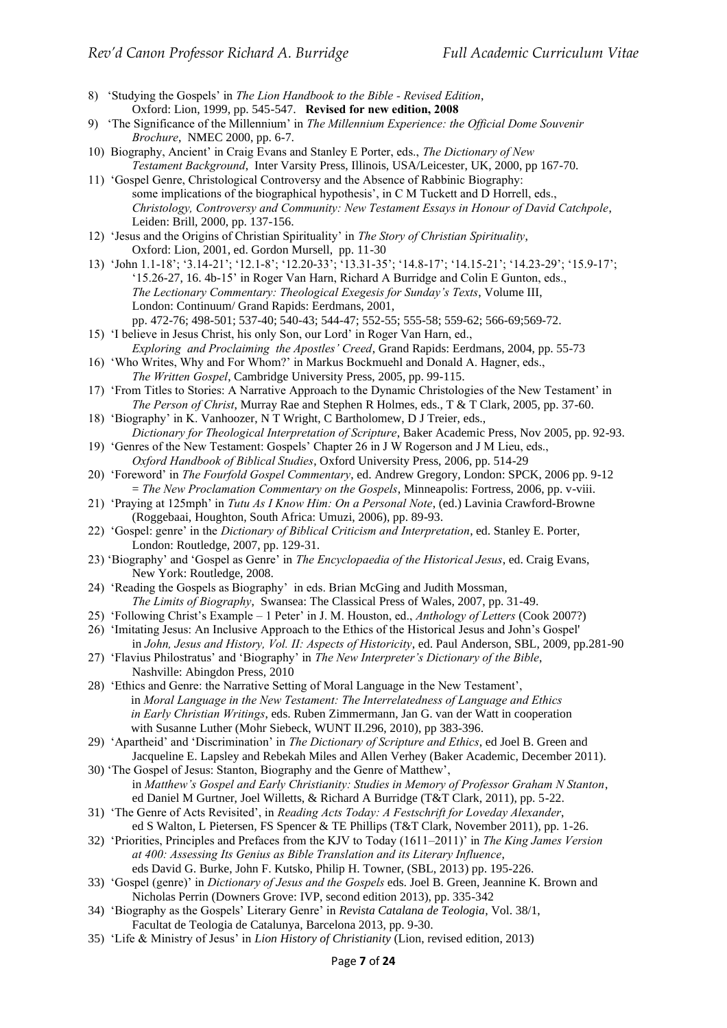8) 'Studying the Gospels' in *The Lion Handbook to the Bible - Revised Edition*, Oxford: Lion, 1999, pp. 545-547. **Revised for new edition, 2008**
9) 'The Significance of the Millennium' in *The Millennium Experience: the Official Dome Souvenir Brochure*, NMEC 2000, pp. 6-7.
10) Biography, Ancient' in Craig Evans and Stanley E Porter, eds., *The Dictionary of New Testament Background*, Inter Varsity Press, Illinois, USA/Leicester, UK, 2000, pp 167-70.
11) 'Gospel Genre, Christological Controversy and the Absence of Rabbinic Biography: some implications of the biographical hypothesis', in C M Tuckett and D Horrell, eds., *Christology, Controversy and Community: New Testament Essays in Honour of David Catchpole*, Leiden: Brill, 2000, pp. 137-156.
12) 'Jesus and the Origins of Christian Spirituality' in *The Story of Christian Spirituality*, Oxford: Lion, 2001, ed. Gordon Mursell, pp. 11-30
13) 'John 1.1-18'; '3.14-21'; '12.1-8'; '12.20-33'; '13.31-35'; '14.8-17'; '14.15-21'; '14.23-29'; '15.9-17'; '15.26-27, 16. 4b-15' in Roger Van Harn, Richard A Burridge and Colin E Gunton, eds., *The Lectionary Commentary: Theological Exegesis for Sunday's Texts*, Volume III, London: Continuum/ Grand Rapids: Eerdmans, 2001, pp. 472-76; 498-501; 537-40; 540-43; 544-47; 552-55; 555-58; 559-62; 566-69;569-72.
15) 'I believe in Jesus Christ, his only Son, our Lord' in Roger Van Harn, ed., *Exploring and Proclaiming the Apostles' Creed*, Grand Rapids: Eerdmans, 2004, pp. 55-73
16) 'Who Writes, Why and For Whom?' in Markus Bockmuehl and Donald A. Hagner, eds., *The Written Gospel*, Cambridge University Press, 2005, pp. 99-115.
17) 'From Titles to Stories: A Narrative Approach to the Dynamic Christologies of the New Testament' in *The Person of Christ*, Murray Rae and Stephen R Holmes, eds., T & T Clark, 2005, pp. 37-60.
18) 'Biography' in K. Vanhoozer, N T Wright, C Bartholomew, D J Treier, eds., *Dictionary for Theological Interpretation of Scripture*, Baker Academic Press, Nov 2005, pp. 92-93.
19) 'Genres of the New Testament: Gospels' Chapter 26 in J W Rogerson and J M Lieu, eds., *Oxford Handbook of Biblical Studies*, Oxford University Press, 2006, pp. 514-29
20) 'Foreword' in *The Fourfold Gospel Commentary*, ed. Andrew Gregory, London: SPCK, 2006 pp. 9-12 = *The New Proclamation Commentary on the Gospels*, Minneapolis: Fortress, 2006, pp. v-viii.
21) 'Praying at 125mph' in *Tutu As I Know Him: On a Personal Note*, (ed.) Lavinia Crawford-Browne (Roggebaai, Houghton, South Africa: Umuzi, 2006), pp. 89-93.
22) 'Gospel: genre' in the *Dictionary of Biblical Criticism and Interpretation*, ed. Stanley E. Porter, London: Routledge, 2007, pp. 129-31.
23) 'Biography' and 'Gospel as Genre' in *The Encyclopaedia of the Historical Jesus*, ed. Craig Evans, New York: Routledge, 2008.
24) 'Reading the Gospels as Biography' in eds. Brian McGing and Judith Mossman, *The Limits of Biography*, Swansea: The Classical Press of Wales, 2007, pp. 31-49.
25) 'Following Christ's Example – 1 Peter' in J. M. Houston, ed., *Anthology of Letters* (Cook 2007?)
26) 'Imitating Jesus: An Inclusive Approach to the Ethics of the Historical Jesus and John's Gospel' in *John, Jesus and History, Vol. II: Aspects of Historicity*, ed. Paul Anderson, SBL, 2009, pp.281-90
27) 'Flavius Philostratus' and 'Biography' in *The New Interpreter's Dictionary of the Bible*, Nashville: Abingdon Press, 2010
28) 'Ethics and Genre: the Narrative Setting of Moral Language in the New Testament', in *Moral Language in the New Testament: The Interrelatedness of Language and Ethics in Early Christian Writings*, eds. Ruben Zimmermann, Jan G. van der Watt in cooperation with Susanne Luther (Mohr Siebeck, WUNT II.296, 2010), pp 383-396.
29) 'Apartheid' and 'Discrimination' in *The Dictionary of Scripture and Ethics*, ed Joel B. Green and Jacqueline E. Lapsley and Rebekah Miles and Allen Verhey (Baker Academic, December 2011).
30) 'The Gospel of Jesus: Stanton, Biography and the Genre of Matthew', in *Matthew's Gospel and Early Christianity: Studies in Memory of Professor Graham N Stanton*, ed Daniel M Gurtner, Joel Willetts, & Richard A Burridge (T&T Clark, 2011), pp. 5-22.
31) 'The Genre of Acts Revisited', in *Reading Acts Today: A Festschrift for Loveday Alexander*, ed S Walton, L Pietersen, FS Spencer & TE Phillips (T&T Clark, November 2011), pp. 1-26.
32) 'Priorities, Principles and Prefaces from the KJV to Today (1611–2011)' in *The King James Version at 400: Assessing Its Genius as Bible Translation and its Literary Influence*, eds David G. Burke, John F. Kutsko, Philip H. Towner, (SBL, 2013) pp. 195-226.
33) 'Gospel (genre)' in *Dictionary of Jesus and the Gospels* eds. Joel B. Green, Jeannine K. Brown and Nicholas Perrin (Downers Grove: IVP, second edition 2013), pp. 335-342
34) 'Biography as the Gospels' Literary Genre' in *Revista Catalana de Teologia*, Vol. 38/1, Facultat de Teologia de Catalunya, Barcelona 2013, pp. 9-30.
35) 'Life & Ministry of Jesus' in *Lion History of Christianity* (Lion, revised edition, 2013)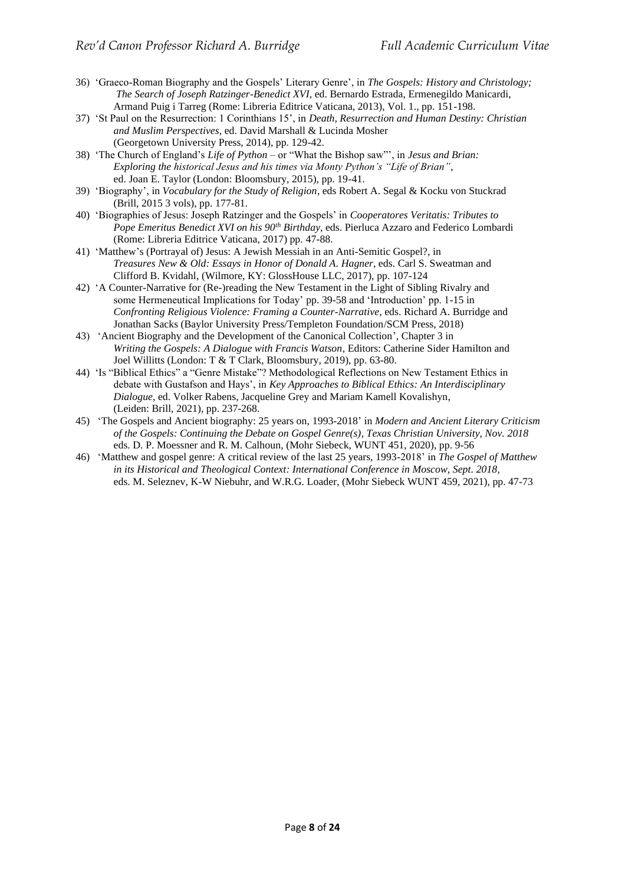36) 'Graeco-Roman Biography and the Gospels' Literary Genre', in *The Gospels: History and Christology; The Search of Joseph Ratzinger-Benedict XVI*, ed. Bernardo Estrada, Ermenegildo Manicardi, Armand Puig i Tarreg (Rome: Libreria Editrice Vaticana, 2013), Vol. 1., pp. 151-198.

37) 'St Paul on the Resurrection: 1 Corinthians 15', in *Death, Resurrection and Human Destiny: Christian and Muslim Perspectives*, ed. David Marshall & Lucinda Mosher (Georgetown University Press, 2014), pp. 129-42.

38) 'The Church of England's *Life of Python* – or "What the Bishop saw"', in *Jesus and Brian: Exploring the historical Jesus and his times via Monty Python's "Life of Brian"*, ed. Joan E. Taylor (London: Bloomsbury, 2015), pp. 19-41.

39) 'Biography', in *Vocabulary for the Study of Religion*, eds Robert A. Segal & Kocku von Stuckrad (Brill, 2015 3 vols), pp. 177-81.

40) 'Biographies of Jesus: Joseph Ratzinger and the Gospels' in *Cooperatores Veritatis: Tributes to Pope Emeritus Benedict XVI on his 90th Birthday*, eds. Pierluca Azzaro and Federico Lombardi (Rome: Libreria Editrice Vaticana, 2017) pp. 47-88.

41) 'Matthew's (Portrayal of) Jesus: A Jewish Messiah in an Anti-Semitic Gospel?, in *Treasures New & Old: Essays in Honor of Donald A. Hagner*, eds. Carl S. Sweatman and Clifford B. Kvidahl, (Wilmore, KY: GlossHouse LLC, 2017), pp. 107-124

42) 'A Counter-Narrative for (Re-)reading the New Testament in the Light of Sibling Rivalry and some Hermeneutical Implications for Today' pp. 39-58 and 'Introduction' pp. 1-15 in *Confronting Religious Violence: Framing a Counter-Narrative*, eds. Richard A. Burridge and Jonathan Sacks (Baylor University Press/Templeton Foundation/SCM Press, 2018)

43) 'Ancient Biography and the Development of the Canonical Collection', Chapter 3 in *Writing the Gospels: A Dialogue with Francis Watson*, Editors: Catherine Sider Hamilton and Joel Willitts (London: T & T Clark, Bloomsbury, 2019), pp. 63-80.

44) 'Is "Biblical Ethics" a "Genre Mistake"? Methodological Reflections on New Testament Ethics in debate with Gustafson and Hays', in *Key Approaches to Biblical Ethics: An Interdisciplinary Dialogue*, ed. Volker Rabens, Jacqueline Grey and Mariam Kamell Kovalishyn, (Leiden: Brill, 2021), pp. 237-268.

45) 'The Gospels and Ancient biography: 25 years on, 1993-2018' in *Modern and Ancient Literary Criticism of the Gospels: Continuing the Debate on Gospel Genre(s), Texas Christian University, Nov. 2018* eds. D. P. Moessner and R. M. Calhoun, (Mohr Siebeck, WUNT 451, 2020), pp. 9-56

46) 'Matthew and gospel genre: A critical review of the last 25 years, 1993-2018' in *The Gospel of Matthew in its Historical and Theological Context: International Conference in Moscow, Sept. 2018*, eds. M. Seleznev, K-W Niebuhr, and W.R.G. Loader, (Mohr Siebeck WUNT 459, 2021), pp. 47-73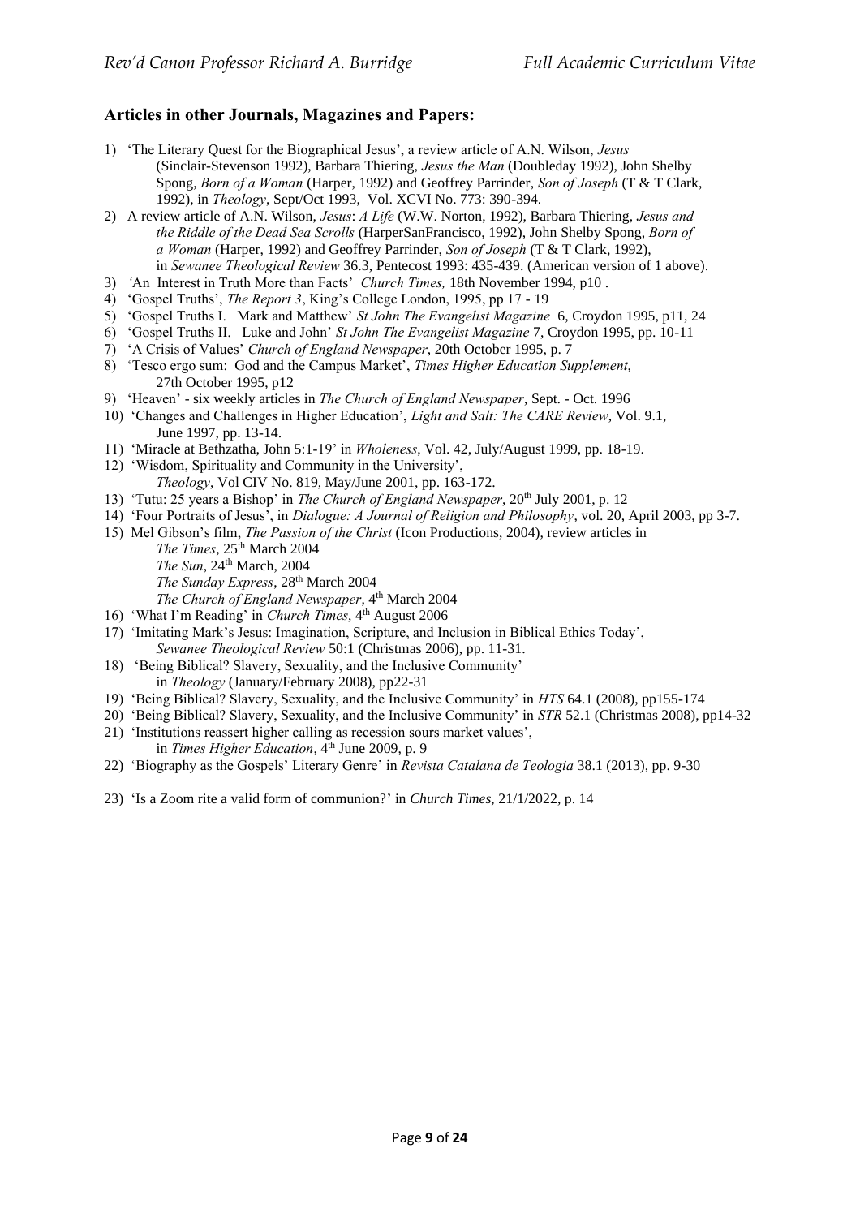## Articles in other Journals, Magazines and Papers:

1) 'The Literary Quest for the Biographical Jesus', a review article of A.N. Wilson, *Jesus* (Sinclair-Stevenson 1992), Barbara Thiering, *Jesus the Man* (Doubleday 1992), John Shelby Spong, *Born of a Woman* (Harper, 1992) and Geoffrey Parrinder, *Son of Joseph* (T & T Clark, 1992), in *Theology*, Sept/Oct 1993, Vol. XCVI No. 773: 390-394.
2) A review article of A.N. Wilson, *Jesus*: *A Life* (W.W. Norton, 1992), Barbara Thiering, *Jesus and the Riddle of the Dead Sea Scrolls* (HarperSanFrancisco, 1992), John Shelby Spong, *Born of a Woman* (Harper, 1992) and Geoffrey Parrinder, *Son of Joseph* (T & T Clark, 1992), in *Sewanee Theological Review* 36.3, Pentecost 1993: 435-439. (American version of 1 above).
3) 'An Interest in Truth More than Facts' *Church Times,* 18th November 1994, p10 .
4) 'Gospel Truths', *The Report 3*, King's College London, 1995, pp 17 - 19
5) 'Gospel Truths I. Mark and Matthew' *St John The Evangelist Magazine* 6, Croydon 1995, p11, 24
6) 'Gospel Truths II. Luke and John' *St John The Evangelist Magazine* 7, Croydon 1995, pp. 10-11
7) 'A Crisis of Values' *Church of England Newspaper*, 20th October 1995, p. 7
8) 'Tesco ergo sum: God and the Campus Market', *Times Higher Education Supplement*, 27th October 1995, p12
9) 'Heaven' - six weekly articles in *The Church of England Newspaper*, Sept. - Oct. 1996
10) 'Changes and Challenges in Higher Education', *Light and Salt: The CARE Review*, Vol. 9.1, June 1997, pp. 13-14.
11) 'Miracle at Bethzatha, John 5:1-19' in *Wholeness*, Vol. 42, July/August 1999, pp. 18-19.
12) 'Wisdom, Spirituality and Community in the University', *Theology*, Vol CIV No. 819, May/June 2001, pp. 163-172.
13) 'Tutu: 25 years a Bishop' in *The Church of England Newspaper*, 20th July 2001, p. 12
14) 'Four Portraits of Jesus', in *Dialogue: A Journal of Religion and Philosophy*, vol. 20, April 2003, pp 3-7.
15) Mel Gibson's film, *The Passion of the Christ* (Icon Productions, 2004), review articles in
    *The Times*, 25th March 2004
    *The Sun*, 24th March, 2004
    *The Sunday Express*, 28th March 2004
    *The Church of England Newspaper*, 4th March 2004
16) 'What I'm Reading' in *Church Times*, 4th August 2006
17) 'Imitating Mark's Jesus: Imagination, Scripture, and Inclusion in Biblical Ethics Today', *Sewanee Theological Review* 50:1 (Christmas 2006), pp. 11-31.
18) 'Being Biblical? Slavery, Sexuality, and the Inclusive Community' in *Theology* (January/February 2008), pp22-31
19) 'Being Biblical? Slavery, Sexuality, and the Inclusive Community' in *HTS* 64.1 (2008), pp155-174
20) 'Being Biblical? Slavery, Sexuality, and the Inclusive Community' in *STR* 52.1 (Christmas 2008), pp14-32
21) 'Institutions reassert higher calling as recession sours market values', in *Times Higher Education*, 4th June 2009, p. 9
22) 'Biography as the Gospels' Literary Genre' in *Revista Catalana de Teologia* 38.1 (2013), pp. 9-30
23) 'Is a Zoom rite a valid form of communion?' in *Church Times*, 21/1/2022, p. 14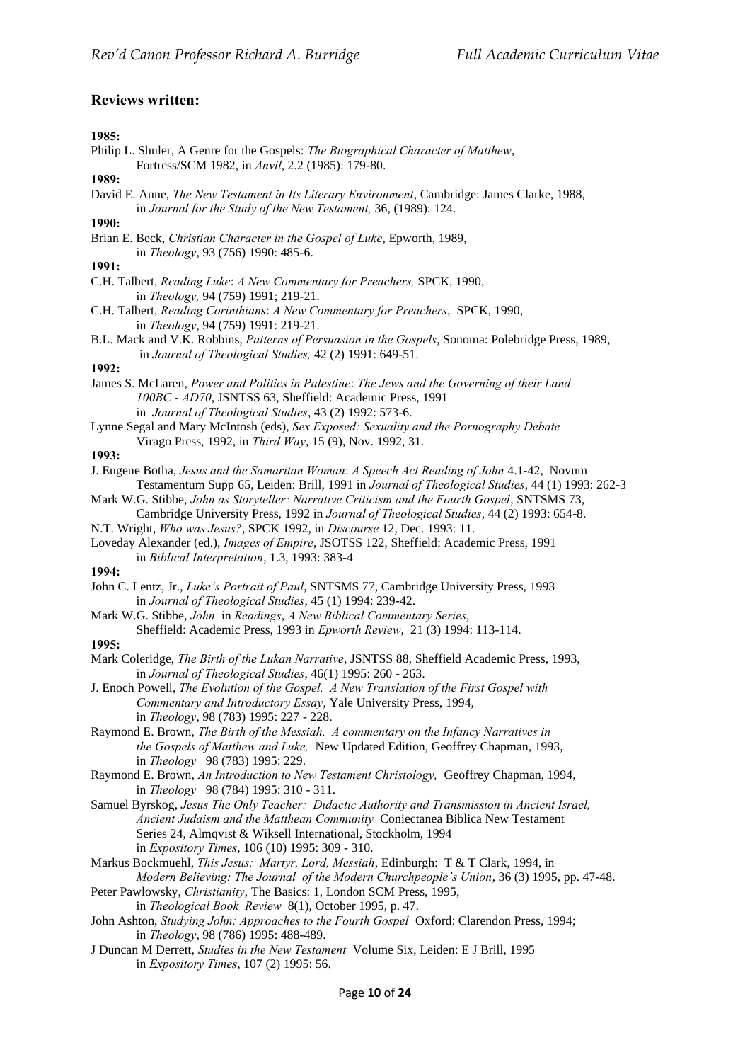## Reviews written:

**1985:**

Philip L. Shuler, A Genre for the Gospels: *The Biographical Character of Matthew*, Fortress/SCM 1982, in *Anvil*, 2.2 (1985): 179-80.

**1989:**

David E. Aune, *The New Testament in Its Literary Environment*, Cambridge: James Clarke, 1988, in *Journal for the Study of the New Testament,* 36, (1989): 124.

**1990:**

Brian E. Beck, *Christian Character in the Gospel of Luke*, Epworth, 1989, in *Theology*, 93 (756) 1990: 485-6.

**1991:**

C.H. Talbert, *Reading Luke*: *A New Commentary for Preachers,* SPCK, 1990, in *Theology,* 94 (759) 1991; 219-21.

C.H. Talbert, *Reading Corinthians*: *A New Commentary for Preachers*, SPCK, 1990, in *Theology*, 94 (759) 1991: 219-21.

B.L. Mack and V.K. Robbins, *Patterns of Persuasion in the Gospels*, Sonoma: Polebridge Press, 1989, in *Journal of Theological Studies,* 42 (2) 1991: 649-51.

**1992:**

James S. McLaren, *Power and Politics in Palestine*: *The Jews and the Governing of their Land 100BC - AD70*, JSNTSS 63, Sheffield: Academic Press, 1991 in *Journal of Theological Studies*, 43 (2) 1992: 573-6.

Lynne Segal and Mary McIntosh (eds), *Sex Exposed: Sexuality and the Pornography Debate* Virago Press, 1992, in *Third Way*, 15 (9), Nov. 1992, 31.

**1993:**

J. Eugene Botha, *Jesus and the Samaritan Woman*: *A Speech Act Reading of John* 4.1-42, Novum Testamentum Supp 65, Leiden: Brill, 1991 in *Journal of Theological Studies*, 44 (1) 1993: 262-3

Mark W.G. Stibbe, *John as Storyteller: Narrative Criticism and the Fourth Gospel*, SNTSMS 73, Cambridge University Press, 1992 in *Journal of Theological Studies*, 44 (2) 1993: 654-8.

N.T. Wright, *Who was Jesus?*, SPCK 1992, in *Discourse* 12, Dec. 1993: 11.

Loveday Alexander (ed.), *Images of Empire*, JSOTSS 122, Sheffield: Academic Press, 1991 in *Biblical Interpretation*, 1.3, 1993: 383-4

**1994:**

John C. Lentz, Jr., *Luke's Portrait of Paul*, SNTSMS 77, Cambridge University Press, 1993 in *Journal of Theological Studies*, 45 (1) 1994: 239-42.

Mark W.G. Stibbe, *John* in *Readings*, *A New Biblical Commentary Series*, Sheffield: Academic Press, 1993 in *Epworth Review*, 21 (3) 1994: 113-114.

**1995:**

Mark Coleridge, *The Birth of the Lukan Narrative*, JSNTSS 88, Sheffield Academic Press, 1993, in *Journal of Theological Studies*, 46(1) 1995: 260 - 263.

J. Enoch Powell, *The Evolution of the Gospel. A New Translation of the First Gospel with Commentary and Introductory Essay*, Yale University Press, 1994, in *Theology*, 98 (783) 1995: 227 - 228.

Raymond E. Brown, *The Birth of the Messiah. A commentary on the Infancy Narratives in the Gospels of Matthew and Luke,* New Updated Edition, Geoffrey Chapman, 1993, in *Theology* 98 (783) 1995: 229.

Raymond E. Brown, *An Introduction to New Testament Christology,* Geoffrey Chapman, 1994, in *Theology* 98 (784) 1995: 310 - 311.

Samuel Byrskog, *Jesus The Only Teacher: Didactic Authority and Transmission in Ancient Israel, Ancient Judaism and the Matthean Community* Coniectanea Biblica New Testament Series 24, Almqvist & Wiksell International, Stockholm, 1994 in *Expository Times*, 106 (10) 1995: 309 - 310.

Markus Bockmuehl, *This Jesus: Martyr, Lord, Messiah*, Edinburgh: T & T Clark, 1994, in *Modern Believing: The Journal of the Modern Churchpeople's Union*, 36 (3) 1995, pp. 47-48.

Peter Pawlowsky, *Christianity*, The Basics: 1, London SCM Press, 1995, in *Theological Book Review* 8(1), October 1995, p. 47.

John Ashton, *Studying John: Approaches to the Fourth Gospel* Oxford: Clarendon Press, 1994; in *Theology*, 98 (786) 1995: 488-489.

J Duncan M Derrett, *Studies in the New Testament* Volume Six, Leiden: E J Brill, 1995 in *Expository Times*, 107 (2) 1995: 56.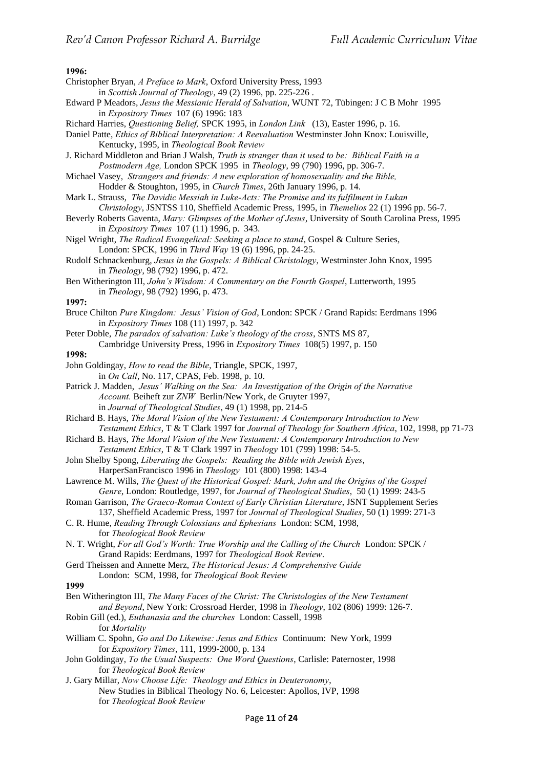**1996:**

Christopher Bryan, *A Preface to Mark*, Oxford University Press, 1993
in *Scottish Journal of Theology*, 49 (2) 1996, pp. 225-226 .

Edward P Meadors, *Jesus the Messianic Herald of Salvation*, WUNT 72, Tübingen: J C B Mohr 1995
in *Expository Times* 107 (6) 1996: 183

Richard Harries, *Questioning Belief,* SPCK 1995, in *London Link* (13), Easter 1996, p. 16.

Daniel Patte, *Ethics of Biblical Interpretation: A Reevaluation* Westminster John Knox: Louisville, Kentucky, 1995, in *Theological Book Review*

J. Richard Middleton and Brian J Walsh, *Truth is stranger than it used to be: Biblical Faith in a Postmodern Age,* London SPCK 1995 in *Theology*, 99 (790) 1996, pp. 306-7.

Michael Vasey, *Strangers and friends: A new exploration of homosexuality and the Bible,* Hodder & Stoughton, 1995, in *Church Times*, 26th January 1996, p. 14.

Mark L. Strauss, *The Davidic Messiah in Luke-Acts: The Promise and its fulfilment in Lukan Christology*, JSNTSS 110, Sheffield Academic Press, 1995, in *Themelios* 22 (1) 1996 pp. 56-7.

Beverly Roberts Gaventa, *Mary: Glimpses of the Mother of Jesus*, University of South Carolina Press, 1995
in *Expository Times* 107 (11) 1996, p. 343.

Nigel Wright, *The Radical Evangelical: Seeking a place to stand*, Gospel & Culture Series, London: SPCK, 1996 in *Third Way* 19 (6) 1996, pp. 24-25.

Rudolf Schnackenburg, *Jesus in the Gospels: A Biblical Christology*, Westminster John Knox, 1995
in *Theology*, 98 (792) 1996, p. 472.

Ben Witherington III, *John's Wisdom: A Commentary on the Fourth Gospel*, Lutterworth, 1995
in *Theology*, 98 (792) 1996, p. 473.

**1997:**

Bruce Chilton *Pure Kingdom: Jesus' Vision of God*, London: SPCK / Grand Rapids: Eerdmans 1996
in *Expository Times* 108 (11) 1997, p. 342

Peter Doble, *The paradox of salvation: Luke's theology of the cross*, SNTS MS 87, Cambridge University Press, 1996 in *Expository Times* 108(5) 1997, p. 150

**1998:**

John Goldingay, *How to read the Bible*, Triangle, SPCK, 1997,
in *On Call*, No. 117, CPAS, Feb. 1998, p. 10.

Patrick J. Madden, *Jesus' Walking on the Sea: An Investigation of the Origin of the Narrative Account.* Beiheft zur *ZNW* Berlin/New York, de Gruyter 1997,
in *Journal of Theological Studies*, 49 (1) 1998, pp. 214-5

Richard B. Hays, *The Moral Vision of the New Testament: A Contemporary Introduction to New Testament Ethics*, T & T Clark 1997 for *Journal of Theology for Southern Africa*, 102, 1998, pp 71-73

Richard B. Hays, *The Moral Vision of the New Testament: A Contemporary Introduction to New Testament Ethics*, T & T Clark 1997 in *Theology* 101 (799) 1998: 54-5.

John Shelby Spong, *Liberating the Gospels: Reading the Bible with Jewish Eyes*, HarperSanFrancisco 1996 in *Theology* 101 (800) 1998: 143-4

Lawrence M. Wills, *The Quest of the Historical Gospel: Mark, John and the Origins of the Gospel Genre*, London: Routledge, 1997, for *Journal of Theological Studies*, 50 (1) 1999: 243-5

Roman Garrison, *The Graeco-Roman Context of Early Christian Literature*, JSNT Supplement Series 137, Sheffield Academic Press, 1997 for *Journal of Theological Studies*, 50 (1) 1999: 271-3

C. R. Hume, *Reading Through Colossians and Ephesians* London: SCM, 1998,
for *Theological Book Review*

N. T. Wright, *For all God's Worth: True Worship and the Calling of the Church* London: SPCK / Grand Rapids: Eerdmans, 1997 for *Theological Book Review*.

Gerd Theissen and Annette Merz, *The Historical Jesus: A Comprehensive Guide*
London: SCM, 1998, for *Theological Book Review*

**1999**

Ben Witherington III, *The Many Faces of the Christ: The Christologies of the New Testament and Beyond*, New York: Crossroad Herder, 1998 in *Theology*, 102 (806) 1999: 126-7.

Robin Gill (ed.), *Euthanasia and the churches* London: Cassell, 1998
for *Mortality*

William C. Spohn, *Go and Do Likewise: Jesus and Ethics* Continuum: New York, 1999
for *Expository Times*, 111, 1999-2000, p. 134

John Goldingay, *To the Usual Suspects: One Word Questions*, Carlisle: Paternoster, 1998
for *Theological Book Review*

J. Gary Millar, *Now Choose Life: Theology and Ethics in Deuteronomy*,
New Studies in Biblical Theology No. 6, Leicester: Apollos, IVP, 1998
for *Theological Book Review*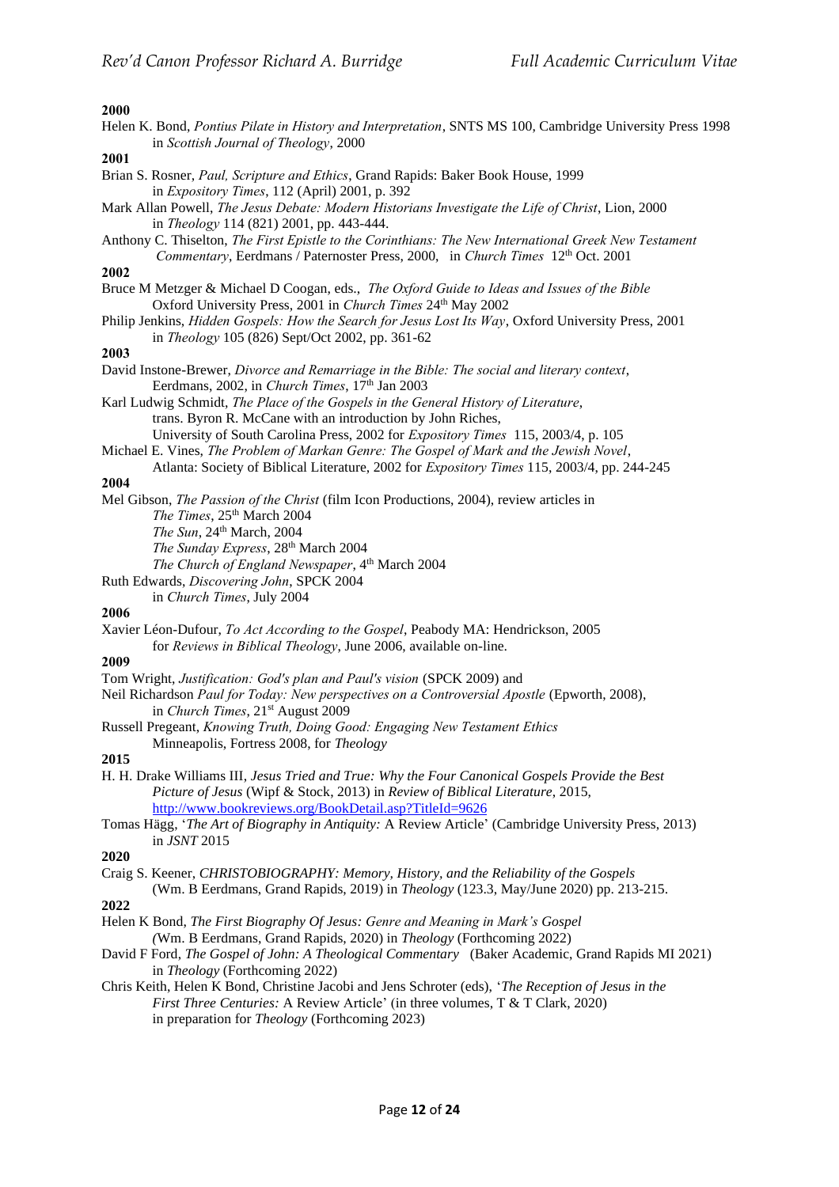**2000**

Helen K. Bond, *Pontius Pilate in History and Interpretation*, SNTS MS 100, Cambridge University Press 1998 in *Scottish Journal of Theology*, 2000

**2001**

Brian S. Rosner, *Paul, Scripture and Ethics*, Grand Rapids: Baker Book House, 1999 in *Expository Times*, 112 (April) 2001, p. 392

Mark Allan Powell, *The Jesus Debate: Modern Historians Investigate the Life of Christ*, Lion, 2000 in *Theology* 114 (821) 2001, pp. 443-444.

Anthony C. Thiselton, *The First Epistle to the Corinthians: The New International Greek New Testament Commentary*, Eerdmans / Paternoster Press, 2000, in *Church Times* 12th Oct. 2001

**2002**

Bruce M Metzger & Michael D Coogan, eds., *The Oxford Guide to Ideas and Issues of the Bible* Oxford University Press, 2001 in *Church Times* 24th May 2002

Philip Jenkins, *Hidden Gospels: How the Search for Jesus Lost Its Way*, Oxford University Press, 2001 in *Theology* 105 (826) Sept/Oct 2002, pp. 361-62

**2003**

David Instone-Brewer, *Divorce and Remarriage in the Bible: The social and literary context*, Eerdmans, 2002, in *Church Times*, 17th Jan 2003

Karl Ludwig Schmidt, *The Place of the Gospels in the General History of Literature*, trans. Byron R. McCane with an introduction by John Riches, University of South Carolina Press, 2002 for *Expository Times* 115, 2003/4, p. 105

Michael E. Vines, *The Problem of Markan Genre: The Gospel of Mark and the Jewish Novel*, Atlanta: Society of Biblical Literature, 2002 for *Expository Times* 115, 2003/4, pp. 244-245

**2004**

Mel Gibson, *The Passion of the Christ* (film Icon Productions, 2004), review articles in
*The Times*, 25th March 2004
*The Sun*, 24th March, 2004
*The Sunday Express*, 28th March 2004
*The Church of England Newspaper*, 4th March 2004

Ruth Edwards, *Discovering John*, SPCK 2004 in *Church Times*, July 2004

**2006**

Xavier Léon-Dufour, *To Act According to the Gospel*, Peabody MA: Hendrickson, 2005 for *Reviews in Biblical Theology*, June 2006, available on-line.

**2009**

Tom Wright, *Justification: God's plan and Paul's vision* (SPCK 2009) and

Neil Richardson *Paul for Today: New perspectives on a Controversial Apostle* (Epworth, 2008), in *Church Times*, 21st August 2009

Russell Pregeant, *Knowing Truth, Doing Good: Engaging New Testament Ethics* Minneapolis, Fortress 2008, for *Theology*

**2015**

H. H. Drake Williams III, *Jesus Tried and True: Why the Four Canonical Gospels Provide the Best Picture of Jesus* (Wipf & Stock, 2013) in *Review of Biblical Literature*, 2015, http://www.bookreviews.org/BookDetail.asp?TitleId=9626

Tomas Hägg, '*The Art of Biography in Antiquity:* A Review Article' (Cambridge University Press, 2013) in *JSNT* 2015

**2020**

Craig S. Keener, *CHRISTOBIOGRAPHY: Memory, History, and the Reliability of the Gospels* (Wm. B Eerdmans, Grand Rapids, 2019) in *Theology* (123.3, May/June 2020) pp. 213-215.

**2022**

Helen K Bond, *The First Biography Of Jesus: Genre and Meaning in Mark's Gospel* (Wm. B Eerdmans, Grand Rapids, 2020) in *Theology* (Forthcoming 2022)

David F Ford, *The Gospel of John: A Theological Commentary* (Baker Academic, Grand Rapids MI 2021) in *Theology* (Forthcoming 2022)

Chris Keith, Helen K Bond, Christine Jacobi and Jens Schroter (eds), '*The Reception of Jesus in the First Three Centuries:* A Review Article' (in three volumes, T & T Clark, 2020) in preparation for *Theology* (Forthcoming 2023)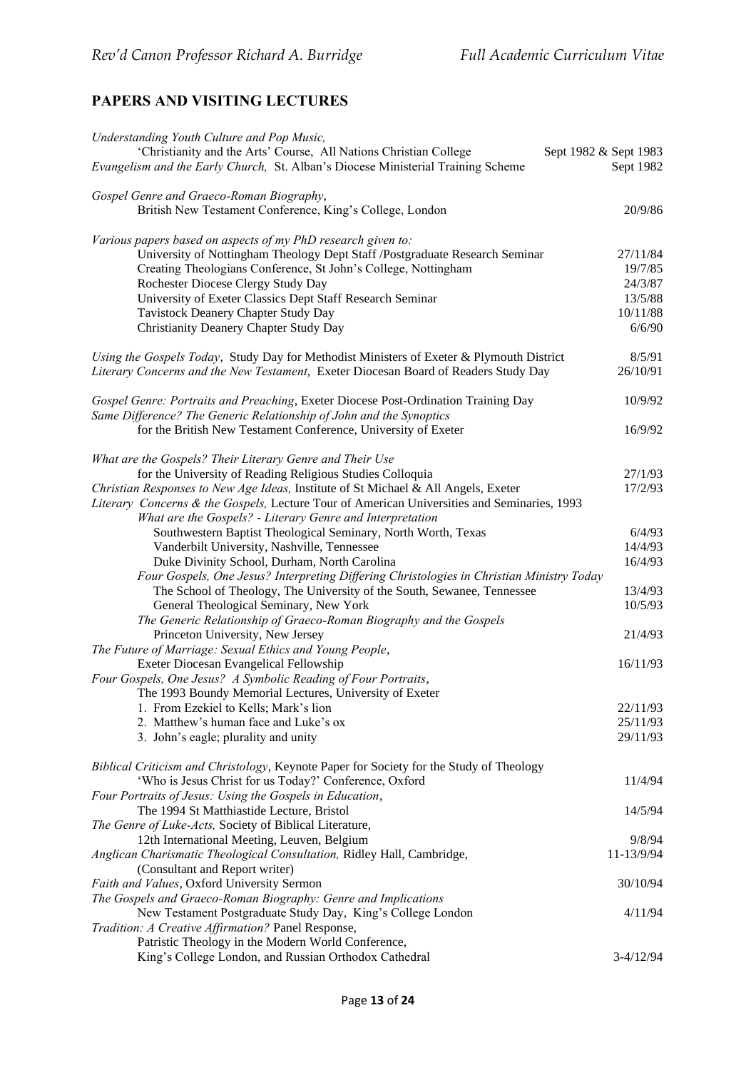## PAPERS AND VISITING LECTURES

*Understanding Youth Culture and Pop Music,*
'Christianity and the Arts' Course, All Nations Christian College — Sept 1982 & Sept 1983

*Evangelism and the Early Church,* St. Alban's Diocese Ministerial Training Scheme — Sept 1982

*Gospel Genre and Graeco-Roman Biography*,
British New Testament Conference, King's College, London — 20/9/86

*Various papers based on aspects of my PhD research given to:*
- University of Nottingham Theology Dept Staff /Postgraduate Research Seminar — 27/11/84
- Creating Theologians Conference, St John's College, Nottingham — 19/7/85
- Rochester Diocese Clergy Study Day — 24/3/87
- University of Exeter Classics Dept Staff Research Seminar — 13/5/88
- Tavistock Deanery Chapter Study Day — 10/11/88
- Christianity Deanery Chapter Study Day — 6/6/90

*Using the Gospels Today*, Study Day for Methodist Ministers of Exeter & Plymouth District — 8/5/91

*Literary Concerns and the New Testament*, Exeter Diocesan Board of Readers Study Day — 26/10/91

*Gospel Genre: Portraits and Preaching*, Exeter Diocese Post-Ordination Training Day — 10/9/92

*Same Difference? The Generic Relationship of John and the Synoptics*
for the British New Testament Conference, University of Exeter — 16/9/92

*What are the Gospels? Their Literary Genre and Their Use*
for the University of Reading Religious Studies Colloquia — 27/1/93

*Christian Responses to New Age Ideas,* Institute of St Michael & All Angels, Exeter — 17/2/93

*Literary Concerns & the Gospels,* Lecture Tour of American Universities and Seminaries, 1993

*What are the Gospels? - Literary Genre and Interpretation*
- Southwestern Baptist Theological Seminary, North Worth, Texas — 6/4/93
- Vanderbilt University, Nashville, Tennessee — 14/4/93
- Duke Divinity School, Durham, North Carolina — 16/4/93

*Four Gospels, One Jesus? Interpreting Differing Christologies in Christian Ministry Today*
- The School of Theology, The University of the South, Sewanee, Tennessee — 13/4/93
- General Theological Seminary, New York — 10/5/93

*The Generic Relationship of Graeco-Roman Biography and the Gospels*
- Princeton University, New Jersey — 21/4/93

*The Future of Marriage: Sexual Ethics and Young People*,
Exeter Diocesan Evangelical Fellowship — 16/11/93

*Four Gospels, One Jesus? A Symbolic Reading of Four Portraits*,
The 1993 Boundy Memorial Lectures, University of Exeter
1. From Ezekiel to Kells; Mark's lion — 22/11/93
2. Matthew's human face and Luke's ox — 25/11/93
3. John's eagle; plurality and unity — 29/11/93

*Biblical Criticism and Christology*, Keynote Paper for Society for the Study of Theology
'Who is Jesus Christ for us Today?' Conference, Oxford — 11/4/94

*Four Portraits of Jesus: Using the Gospels in Education*,
The 1994 St Matthiastide Lecture, Bristol — 14/5/94

*The Genre of Luke-Acts,* Society of Biblical Literature,
12th International Meeting, Leuven, Belgium — 9/8/94

*Anglican Charismatic Theological Consultation,* Ridley Hall, Cambridge, — 11-13/9/94
(Consultant and Report writer)

*Faith and Values*, Oxford University Sermon — 30/10/94

*The Gospels and Graeco-Roman Biography: Genre and Implications*
New Testament Postgraduate Study Day, King's College London — 4/11/94

*Tradition: A Creative Affirmation?* Panel Response,
Patristic Theology in the Modern World Conference,
King's College London, and Russian Orthodox Cathedral — 3-4/12/94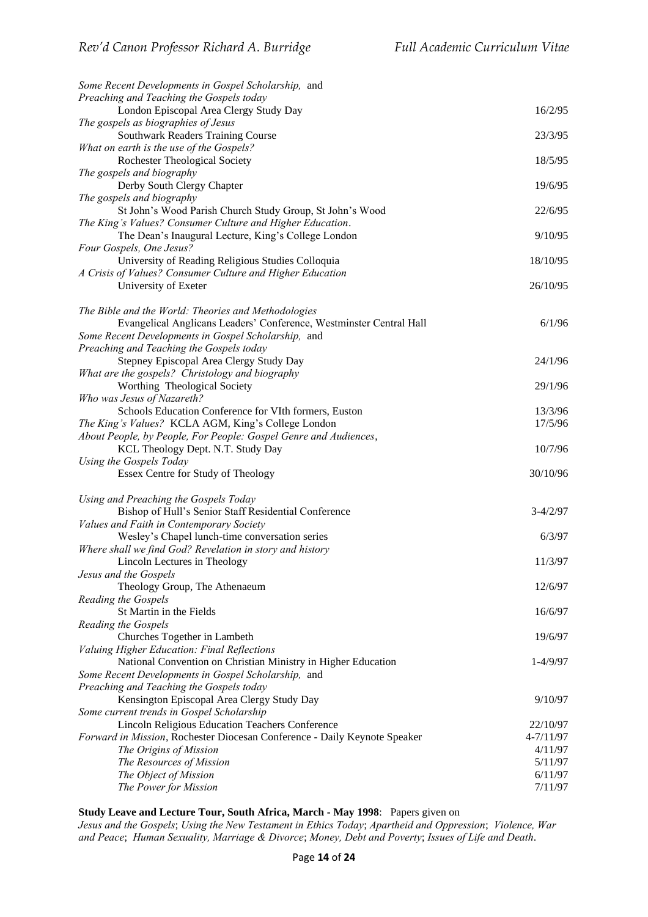*Some Recent Developments in Gospel Scholarship,* and
*Preaching and Teaching the Gospels today*
London Episcopal Area Clergy Study Day — 16/2/95

*The gospels as biographies of Jesus*
Southwark Readers Training Course — 23/3/95

*What on earth is the use of the Gospels?*
Rochester Theological Society — 18/5/95

*The gospels and biography*
Derby South Clergy Chapter — 19/6/95

*The gospels and biography*
St John's Wood Parish Church Study Group, St John's Wood — 22/6/95

*The King's Values? Consumer Culture and Higher Education.*
The Dean's Inaugural Lecture, King's College London — 9/10/95

*Four Gospels, One Jesus?*
University of Reading Religious Studies Colloquia — 18/10/95

*A Crisis of Values? Consumer Culture and Higher Education*
University of Exeter — 26/10/95

*The Bible and the World: Theories and Methodologies*
Evangelical Anglicans Leaders' Conference, Westminster Central Hall — 6/1/96

*Some Recent Developments in Gospel Scholarship,* and
*Preaching and Teaching the Gospels today*
Stepney Episcopal Area Clergy Study Day — 24/1/96

*What are the gospels? Christology and biography*
Worthing Theological Society — 29/1/96

*Who was Jesus of Nazareth?*
Schools Education Conference for VIth formers, Euston — 13/3/96

*The King's Values?* KCLA AGM, King's College London — 17/5/96

*About People, by People, For People: Gospel Genre and Audiences*,
KCL Theology Dept. N.T. Study Day — 10/7/96

*Using the Gospels Today*
Essex Centre for Study of Theology — 30/10/96

*Using and Preaching the Gospels Today*
Bishop of Hull's Senior Staff Residential Conference — 3-4/2/97

*Values and Faith in Contemporary Society*
Wesley's Chapel lunch-time conversation series — 6/3/97

*Where shall we find God? Revelation in story and history*
Lincoln Lectures in Theology — 11/3/97

*Jesus and the Gospels*
Theology Group, The Athenaeum — 12/6/97

*Reading the Gospels*
St Martin in the Fields — 16/6/97

*Reading the Gospels*
Churches Together in Lambeth — 19/6/97

*Valuing Higher Education: Final Reflections*
National Convention on Christian Ministry in Higher Education — 1-4/9/97

*Some Recent Developments in Gospel Scholarship,* and
*Preaching and Teaching the Gospels today*
Kensington Episcopal Area Clergy Study Day — 9/10/97

*Some current trends in Gospel Scholarship*
Lincoln Religious Education Teachers Conference — 22/10/97

*Forward in Mission*, Rochester Diocesan Conference - Daily Keynote Speaker — 4-7/11/97
- *The Origins of Mission* — 4/11/97
- *The Resources of Mission* — 5/11/97
- *The Object of Mission* — 6/11/97
- *The Power for Mission* — 7/11/97

**Study Leave and Lecture Tour, South Africa, March - May 1998**: Papers given on
*Jesus and the Gospels*; *Using the New Testament in Ethics Today*; *Apartheid and Oppression*; *Violence, War and Peace*; *Human Sexuality, Marriage & Divorce*; *Money, Debt and Poverty*; *Issues of Life and Death*.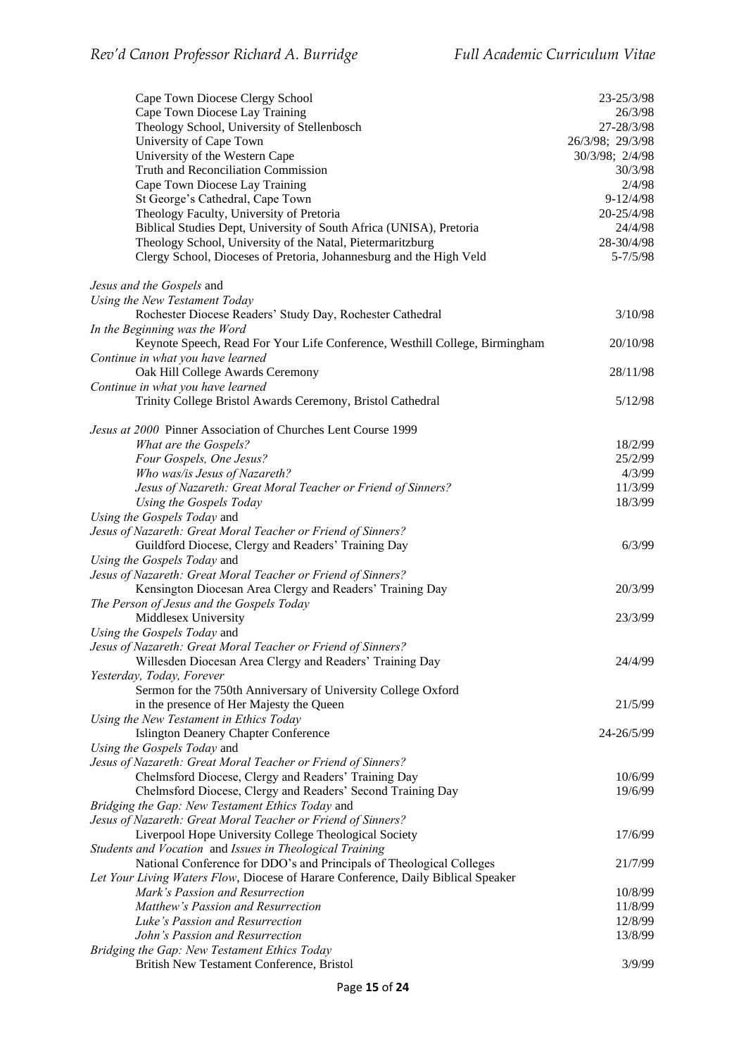| | |
|---|---|
| Cape Town Diocese Clergy School | 23-25/3/98 |
| Cape Town Diocese Lay Training | 26/3/98 |
| Theology School, University of Stellenbosch | 27-28/3/98 |
| University of Cape Town | 26/3/98; 29/3/98 |
| University of the Western Cape | 30/3/98; 2/4/98 |
| Truth and Reconciliation Commission | 30/3/98 |
| Cape Town Diocese Lay Training | 2/4/98 |
| St George's Cathedral, Cape Town | 9-12/4/98 |
| Theology Faculty, University of Pretoria | 20-25/4/98 |
| Biblical Studies Dept, University of South Africa (UNISA), Pretoria | 24/4/98 |
| Theology School, University of the Natal, Pietermaritzburg | 28-30/4/98 |
| Clergy School, Dioceses of Pretoria, Johannesburg and the High Veld | 5-7/5/98 |

*Jesus and the Gospels* and
*Using the New Testament Today*
Rochester Diocese Readers' Study Day, Rochester Cathedral — 3/10/98

*In the Beginning was the Word*
Keynote Speech, Read For Your Life Conference, Westhill College, Birmingham — 20/10/98

*Continue in what you have learned*
Oak Hill College Awards Ceremony — 28/11/98

*Continue in what you have learned*
Trinity College Bristol Awards Ceremony, Bristol Cathedral — 5/12/98

*Jesus at 2000* Pinner Association of Churches Lent Course 1999

| | |
|---|---|
| *What are the Gospels?* | 18/2/99 |
| *Four Gospels, One Jesus?* | 25/2/99 |
| *Who was/is Jesus of Nazareth?* | 4/3/99 |
| *Jesus of Nazareth: Great Moral Teacher or Friend of Sinners?* | 11/3/99 |
| *Using the Gospels Today* | 18/3/99 |

*Using the Gospels Today* and
*Jesus of Nazareth: Great Moral Teacher or Friend of Sinners?*
Guildford Diocese, Clergy and Readers' Training Day — 6/3/99

*Using the Gospels Today* and
*Jesus of Nazareth: Great Moral Teacher or Friend of Sinners?*
Kensington Diocesan Area Clergy and Readers' Training Day — 20/3/99

*The Person of Jesus and the Gospels Today*
Middlesex University — 23/3/99

*Using the Gospels Today* and
*Jesus of Nazareth: Great Moral Teacher or Friend of Sinners?*
Willesden Diocesan Area Clergy and Readers' Training Day — 24/4/99

*Yesterday, Today, Forever*
Sermon for the 750th Anniversary of University College Oxford
in the presence of Her Majesty the Queen — 21/5/99

*Using the New Testament in Ethics Today*
Islington Deanery Chapter Conference — 24-26/5/99

*Using the Gospels Today* and
*Jesus of Nazareth: Great Moral Teacher or Friend of Sinners?*
Chelmsford Diocese, Clergy and Readers' Training Day — 10/6/99
Chelmsford Diocese, Clergy and Readers' Second Training Day — 19/6/99

*Bridging the Gap: New Testament Ethics Today* and
*Jesus of Nazareth: Great Moral Teacher or Friend of Sinners?*
Liverpool Hope University College Theological Society — 17/6/99

*Students and Vocation* and *Issues in Theological Training*
National Conference for DDO's and Principals of Theological Colleges — 21/7/99

*Let Your Living Waters Flow*, Diocese of Harare Conference, Daily Biblical Speaker

| | |
|---|---|
| *Mark's Passion and Resurrection* | 10/8/99 |
| *Matthew's Passion and Resurrection* | 11/8/99 |
| *Luke's Passion and Resurrection* | 12/8/99 |
| *John's Passion and Resurrection* | 13/8/99 |

*Bridging the Gap: New Testament Ethics Today*
British New Testament Conference, Bristol — 3/9/99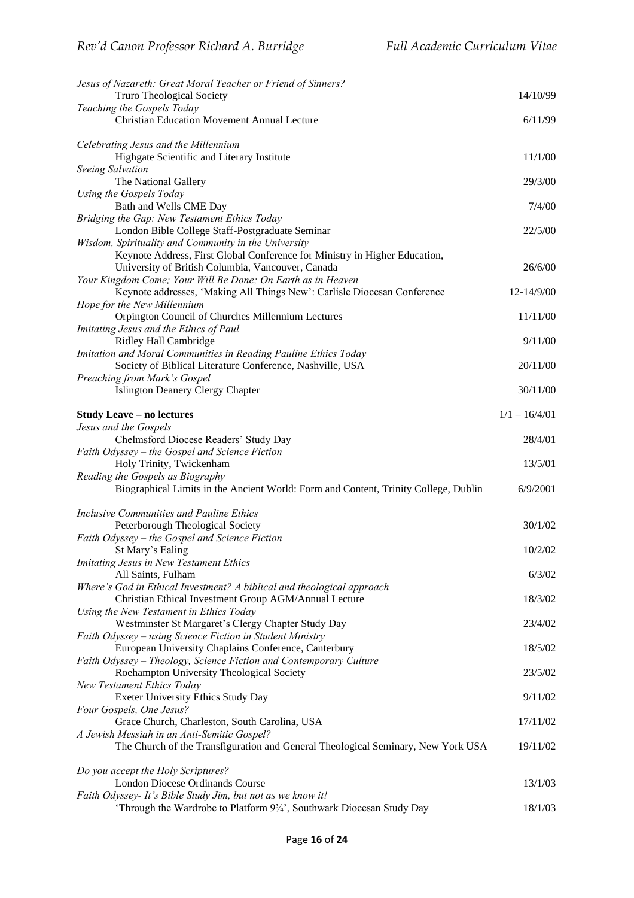*Jesus of Nazareth: Great Moral Teacher or Friend of Sinners?*
Truro Theological Society 14/10/99

*Teaching the Gospels Today*
Christian Education Movement Annual Lecture 6/11/99

*Celebrating Jesus and the Millennium*
Highgate Scientific and Literary Institute 11/1/00

*Seeing Salvation*
The National Gallery 29/3/00

*Using the Gospels Today*
Bath and Wells CME Day 7/4/00

*Bridging the Gap: New Testament Ethics Today*
London Bible College Staff-Postgraduate Seminar 22/5/00

*Wisdom, Spirituality and Community in the University*
Keynote Address, First Global Conference for Ministry in Higher Education, University of British Columbia, Vancouver, Canada 26/6/00

*Your Kingdom Come; Your Will Be Done; On Earth as in Heaven*
Keynote addresses, 'Making All Things New': Carlisle Diocesan Conference 12-14/9/00

*Hope for the New Millennium*
Orpington Council of Churches Millennium Lectures 11/11/00

*Imitating Jesus and the Ethics of Paul*
Ridley Hall Cambridge 9/11/00

*Imitation and Moral Communities in Reading Pauline Ethics Today*
Society of Biblical Literature Conference, Nashville, USA 20/11/00

*Preaching from Mark's Gospel*
Islington Deanery Clergy Chapter 30/11/00

**Study Leave – no lectures** 1/1 – 16/4/01

*Jesus and the Gospels*
Chelmsford Diocese Readers' Study Day 28/4/01

*Faith Odyssey – the Gospel and Science Fiction*
Holy Trinity, Twickenham 13/5/01

*Reading the Gospels as Biography*
Biographical Limits in the Ancient World: Form and Content, Trinity College, Dublin 6/9/2001

*Inclusive Communities and Pauline Ethics*
Peterborough Theological Society 30/1/02

*Faith Odyssey – the Gospel and Science Fiction*
St Mary's Ealing 10/2/02

*Imitating Jesus in New Testament Ethics*
All Saints, Fulham 6/3/02

*Where's God in Ethical Investment? A biblical and theological approach*
Christian Ethical Investment Group AGM/Annual Lecture 18/3/02

*Using the New Testament in Ethics Today*
Westminster St Margaret's Clergy Chapter Study Day 23/4/02

*Faith Odyssey – using Science Fiction in Student Ministry*
European University Chaplains Conference, Canterbury 18/5/02

*Faith Odyssey – Theology, Science Fiction and Contemporary Culture*
Roehampton University Theological Society 23/5/02

*New Testament Ethics Today*
Exeter University Ethics Study Day 9/11/02

*Four Gospels, One Jesus?*
Grace Church, Charleston, South Carolina, USA 17/11/02

*A Jewish Messiah in an Anti-Semitic Gospel?*
The Church of the Transfiguration and General Theological Seminary, New York USA 19/11/02

*Do you accept the Holy Scriptures?*
London Diocese Ordinands Course 13/1/03

*Faith Odyssey- It's Bible Study Jim, but not as we know it!*
'Through the Wardrobe to Platform 9¾', Southwark Diocesan Study Day 18/1/03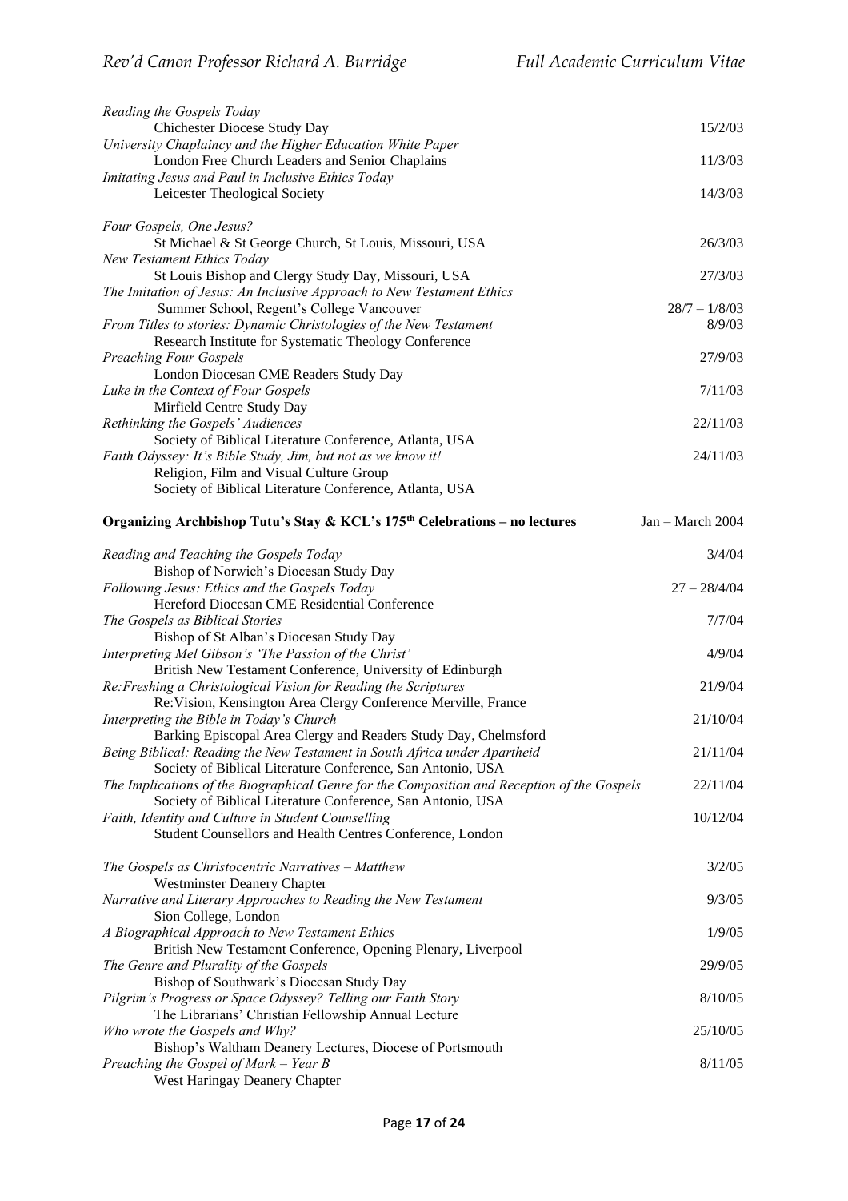*Reading the Gospels Today*
Chichester Diocese Study Day — 15/2/03

*University Chaplaincy and the Higher Education White Paper*
London Free Church Leaders and Senior Chaplains — 11/3/03

*Imitating Jesus and Paul in Inclusive Ethics Today*
Leicester Theological Society — 14/3/03

*Four Gospels, One Jesus?*
St Michael & St George Church, St Louis, Missouri, USA — 26/3/03

*New Testament Ethics Today*
St Louis Bishop and Clergy Study Day, Missouri, USA — 27/3/03

*The Imitation of Jesus: An Inclusive Approach to New Testament Ethics*
Summer School, Regent's College Vancouver — 28/7 – 1/8/03

*From Titles to stories: Dynamic Christologies of the New Testament* — 8/9/03
Research Institute for Systematic Theology Conference

*Preaching Four Gospels* — 27/9/03
London Diocesan CME Readers Study Day

*Luke in the Context of Four Gospels* — 7/11/03
Mirfield Centre Study Day

*Rethinking the Gospels' Audiences* — 22/11/03
Society of Biblical Literature Conference, Atlanta, USA

*Faith Odyssey: It's Bible Study, Jim, but not as we know it!* — 24/11/03
Religion, Film and Visual Culture Group
Society of Biblical Literature Conference, Atlanta, USA

**Organizing Archbishop Tutu's Stay & KCL's 175th Celebrations – no lectures** — Jan – March 2004

*Reading and Teaching the Gospels Today* — 3/4/04
Bishop of Norwich's Diocesan Study Day

*Following Jesus: Ethics and the Gospels Today* — 27 – 28/4/04
Hereford Diocesan CME Residential Conference

*The Gospels as Biblical Stories* — 7/7/04
Bishop of St Alban's Diocesan Study Day

*Interpreting Mel Gibson's 'The Passion of the Christ'* — 4/9/04
British New Testament Conference, University of Edinburgh

*Re:Freshing a Christological Vision for Reading the Scriptures* — 21/9/04
Re:Vision, Kensington Area Clergy Conference Merville, France

*Interpreting the Bible in Today's Church* — 21/10/04
Barking Episcopal Area Clergy and Readers Study Day, Chelmsford

*Being Biblical: Reading the New Testament in South Africa under Apartheid* — 21/11/04
Society of Biblical Literature Conference, San Antonio, USA

*The Implications of the Biographical Genre for the Composition and Reception of the Gospels* — 22/11/04
Society of Biblical Literature Conference, San Antonio, USA

*Faith, Identity and Culture in Student Counselling* — 10/12/04
Student Counsellors and Health Centres Conference, London

*The Gospels as Christocentric Narratives – Matthew* — 3/2/05
Westminster Deanery Chapter

*Narrative and Literary Approaches to Reading the New Testament* — 9/3/05
Sion College, London

*A Biographical Approach to New Testament Ethics* — 1/9/05
British New Testament Conference, Opening Plenary, Liverpool

*The Genre and Plurality of the Gospels* — 29/9/05
Bishop of Southwark's Diocesan Study Day

*Pilgrim's Progress or Space Odyssey? Telling our Faith Story* — 8/10/05
The Librarians' Christian Fellowship Annual Lecture

*Who wrote the Gospels and Why?* — 25/10/05
Bishop's Waltham Deanery Lectures, Diocese of Portsmouth

*Preaching the Gospel of Mark – Year B* — 8/11/05
West Haringay Deanery Chapter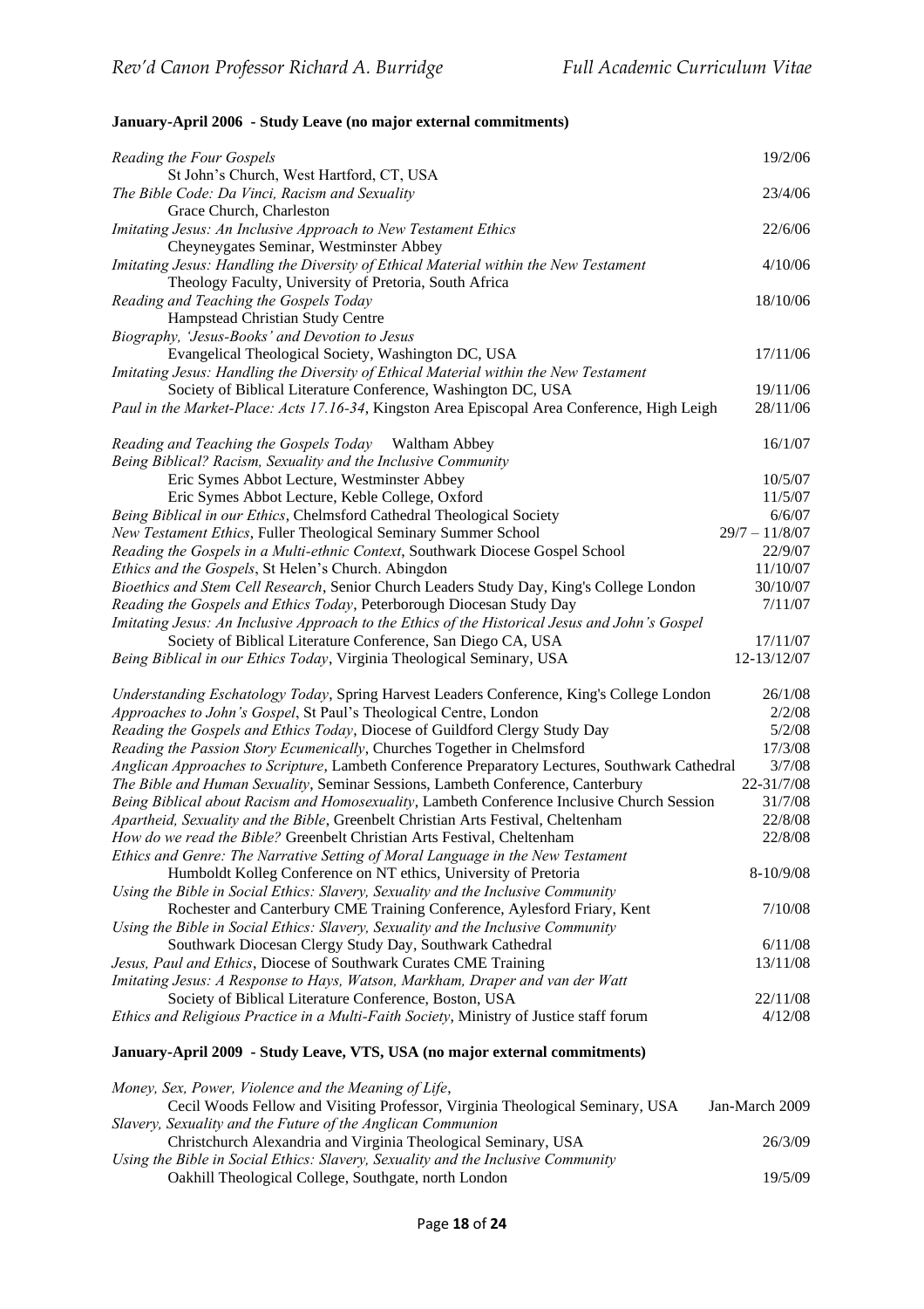**January-April 2006 - Study Leave (no major external commitments)**

*Reading the Four Gospels* — 19/2/06
St John's Church, West Hartford, CT, USA

*The Bible Code: Da Vinci, Racism and Sexuality* — 23/4/06
Grace Church, Charleston

*Imitating Jesus: An Inclusive Approach to New Testament Ethics* — 22/6/06
Cheyneygates Seminar, Westminster Abbey

*Imitating Jesus: Handling the Diversity of Ethical Material within the New Testament* — 4/10/06
Theology Faculty, University of Pretoria, South Africa

*Reading and Teaching the Gospels Today* — 18/10/06
Hampstead Christian Study Centre

*Biography, 'Jesus-Books' and Devotion to Jesus*
Evangelical Theological Society, Washington DC, USA — 17/11/06

*Imitating Jesus: Handling the Diversity of Ethical Material within the New Testament*
Society of Biblical Literature Conference, Washington DC, USA — 19/11/06

*Paul in the Market-Place: Acts 17.16-34*, Kingston Area Episcopal Area Conference, High Leigh — 28/11/06

*Reading and Teaching the Gospels Today* Waltham Abbey — 16/1/07

*Being Biblical? Racism, Sexuality and the Inclusive Community*
Eric Symes Abbot Lecture, Westminster Abbey — 10/5/07
Eric Symes Abbot Lecture, Keble College, Oxford — 11/5/07

*Being Biblical in our Ethics*, Chelmsford Cathedral Theological Society — 6/6/07

*New Testament Ethics*, Fuller Theological Seminary Summer School — 29/7 – 11/8/07

*Reading the Gospels in a Multi-ethnic Context*, Southwark Diocese Gospel School — 22/9/07

*Ethics and the Gospels*, St Helen's Church. Abingdon — 11/10/07

*Bioethics and Stem Cell Research*, Senior Church Leaders Study Day, King's College London — 30/10/07

*Reading the Gospels and Ethics Today*, Peterborough Diocesan Study Day — 7/11/07

*Imitating Jesus: An Inclusive Approach to the Ethics of the Historical Jesus and John's Gospel*
Society of Biblical Literature Conference, San Diego CA, USA — 17/11/07

*Being Biblical in our Ethics Today*, Virginia Theological Seminary, USA — 12-13/12/07

*Understanding Eschatology Today*, Spring Harvest Leaders Conference, King's College London — 26/1/08

*Approaches to John's Gospel*, St Paul's Theological Centre, London — 2/2/08

*Reading the Gospels and Ethics Today*, Diocese of Guildford Clergy Study Day — 5/2/08

*Reading the Passion Story Ecumenically*, Churches Together in Chelmsford — 17/3/08

*Anglican Approaches to Scripture*, Lambeth Conference Preparatory Lectures, Southwark Cathedral — 3/7/08

*The Bible and Human Sexuality*, Seminar Sessions, Lambeth Conference, Canterbury — 22-31/7/08

*Being Biblical about Racism and Homosexuality*, Lambeth Conference Inclusive Church Session — 31/7/08

*Apartheid, Sexuality and the Bible*, Greenbelt Christian Arts Festival, Cheltenham — 22/8/08

*How do we read the Bible?* Greenbelt Christian Arts Festival, Cheltenham — 22/8/08

*Ethics and Genre: The Narrative Setting of Moral Language in the New Testament*
Humboldt Kolleg Conference on NT ethics, University of Pretoria — 8-10/9/08

*Using the Bible in Social Ethics: Slavery, Sexuality and the Inclusive Community*
Rochester and Canterbury CME Training Conference, Aylesford Friary, Kent — 7/10/08

*Using the Bible in Social Ethics: Slavery, Sexuality and the Inclusive Community*
Southwark Diocesan Clergy Study Day, Southwark Cathedral — 6/11/08

*Jesus, Paul and Ethics*, Diocese of Southwark Curates CME Training — 13/11/08

*Imitating Jesus: A Response to Hays, Watson, Markham, Draper and van der Watt*
Society of Biblical Literature Conference, Boston, USA — 22/11/08

*Ethics and Religious Practice in a Multi-Faith Society*, Ministry of Justice staff forum — 4/12/08

**January-April 2009 - Study Leave, VTS, USA (no major external commitments)**

*Money, Sex, Power, Violence and the Meaning of Life*,
Cecil Woods Fellow and Visiting Professor, Virginia Theological Seminary, USA — Jan-March 2009

*Slavery, Sexuality and the Future of the Anglican Communion*
Christchurch Alexandria and Virginia Theological Seminary, USA — 26/3/09

*Using the Bible in Social Ethics: Slavery, Sexuality and the Inclusive Community*
Oakhill Theological College, Southgate, north London — 19/5/09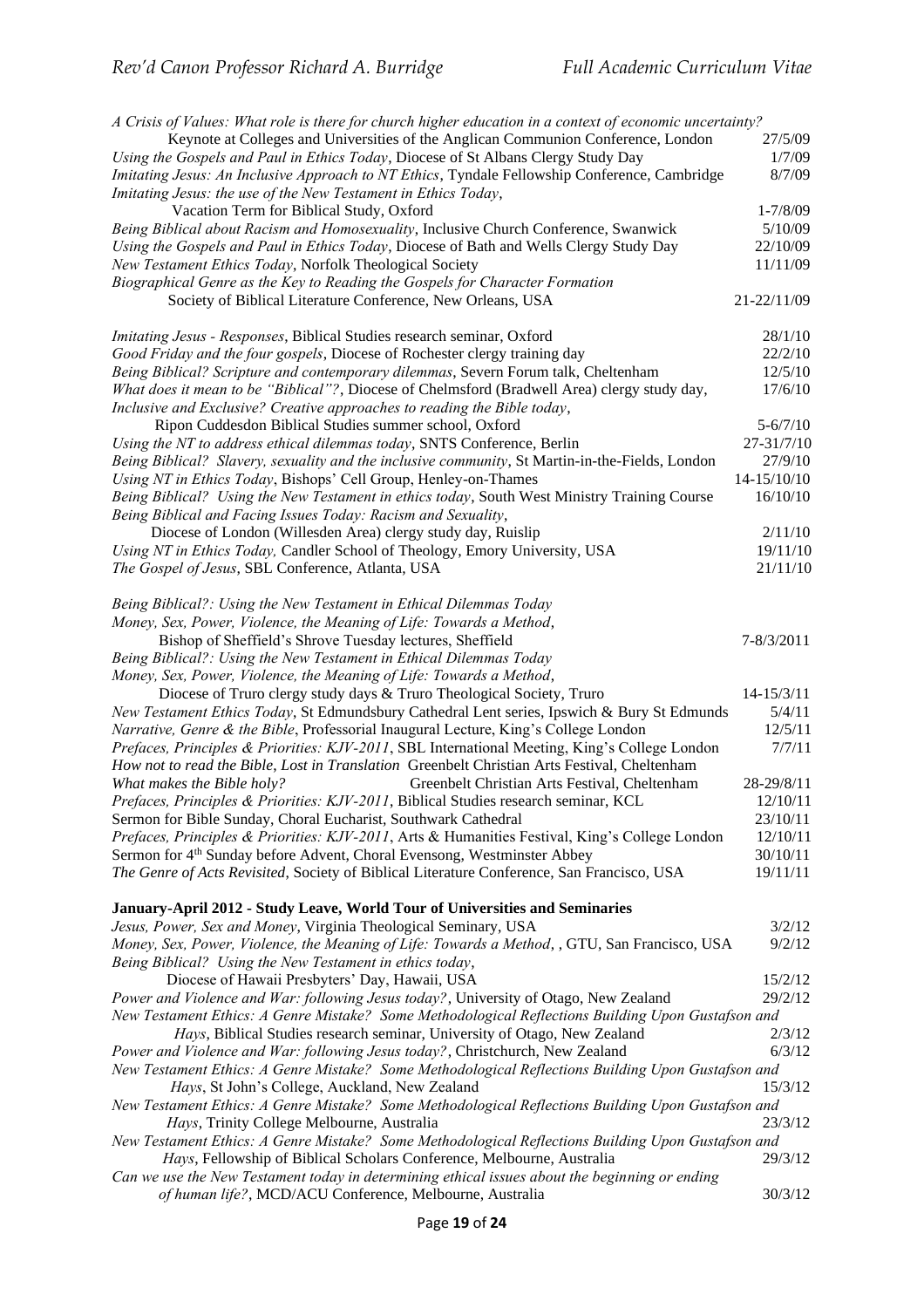*A Crisis of Values: What role is there for church higher education in a context of economic uncertainty?* Keynote at Colleges and Universities of the Anglican Communion Conference, London 27/5/09
*Using the Gospels and Paul in Ethics Today*, Diocese of St Albans Clergy Study Day 1/7/09
*Imitating Jesus: An Inclusive Approach to NT Ethics*, Tyndale Fellowship Conference, Cambridge 8/7/09
*Imitating Jesus: the use of the New Testament in Ethics Today*, Vacation Term for Biblical Study, Oxford 1-7/8/09
*Being Biblical about Racism and Homosexuality*, Inclusive Church Conference, Swanwick 5/10/09
*Using the Gospels and Paul in Ethics Today*, Diocese of Bath and Wells Clergy Study Day 22/10/09
*New Testament Ethics Today*, Norfolk Theological Society 11/11/09
*Biographical Genre as the Key to Reading the Gospels for Character Formation* Society of Biblical Literature Conference, New Orleans, USA 21-22/11/09

*Imitating Jesus - Responses*, Biblical Studies research seminar, Oxford 28/1/10
*Good Friday and the four gospels*, Diocese of Rochester clergy training day 22/2/10
*Being Biblical? Scripture and contemporary dilemmas*, Severn Forum talk, Cheltenham 12/5/10
*What does it mean to be "Biblical"?*, Diocese of Chelmsford (Bradwell Area) clergy study day, 17/6/10
*Inclusive and Exclusive? Creative approaches to reading the Bible today*, Ripon Cuddesdon Biblical Studies summer school, Oxford 5-6/7/10
*Using the NT to address ethical dilemmas today*, SNTS Conference, Berlin 27-31/7/10
*Being Biblical? Slavery, sexuality and the inclusive community*, St Martin-in-the-Fields, London 27/9/10
*Using NT in Ethics Today*, Bishops' Cell Group, Henley-on-Thames 14-15/10/10
*Being Biblical? Using the New Testament in ethics today*, South West Ministry Training Course 16/10/10
*Being Biblical and Facing Issues Today: Racism and Sexuality*, Diocese of London (Willesden Area) clergy study day, Ruislip 2/11/10
*Using NT in Ethics Today,* Candler School of Theology, Emory University, USA 19/11/10
*The Gospel of Jesus*, SBL Conference, Atlanta, USA 21/11/10

*Being Biblical?: Using the New Testament in Ethical Dilemmas Today*
*Money, Sex, Power, Violence, the Meaning of Life: Towards a Method*, Bishop of Sheffield's Shrove Tuesday lectures, Sheffield 7-8/3/2011
*Being Biblical?: Using the New Testament in Ethical Dilemmas Today*
*Money, Sex, Power, Violence, the Meaning of Life: Towards a Method*, Diocese of Truro clergy study days & Truro Theological Society, Truro 14-15/3/11
*New Testament Ethics Today*, St Edmundsbury Cathedral Lent series, Ipswich & Bury St Edmunds 5/4/11
*Narrative, Genre & the Bible*, Professorial Inaugural Lecture, King's College London 12/5/11
*Prefaces, Principles & Priorities: KJV-2011*, SBL International Meeting, King's College London 7/7/11
*How not to read the Bible, Lost in Translation* Greenbelt Christian Arts Festival, Cheltenham
*What makes the Bible holy?* Greenbelt Christian Arts Festival, Cheltenham 28-29/8/11
*Prefaces, Principles & Priorities: KJV-2011*, Biblical Studies research seminar, KCL 12/10/11
Sermon for Bible Sunday, Choral Eucharist, Southwark Cathedral 23/10/11
*Prefaces, Principles & Priorities: KJV-2011*, Arts & Humanities Festival, King's College London 12/10/11
Sermon for 4th Sunday before Advent, Choral Evensong, Westminster Abbey 30/10/11
*The Genre of Acts Revisited*, Society of Biblical Literature Conference, San Francisco, USA 19/11/11

**January-April 2012 - Study Leave, World Tour of Universities and Seminaries**

*Jesus, Power, Sex and Money*, Virginia Theological Seminary, USA 3/2/12
*Money, Sex, Power, Violence, the Meaning of Life: Towards a Method*, , GTU, San Francisco, USA 9/2/12
*Being Biblical? Using the New Testament in ethics today*, Diocese of Hawaii Presbyters' Day, Hawaii, USA 15/2/12
*Power and Violence and War: following Jesus today?*, University of Otago, New Zealand 29/2/12
*New Testament Ethics: A Genre Mistake? Some Methodological Reflections Building Upon Gustafson and Hays*, Biblical Studies research seminar, University of Otago, New Zealand 2/3/12
*Power and Violence and War: following Jesus today?*, Christchurch, New Zealand 6/3/12
*New Testament Ethics: A Genre Mistake? Some Methodological Reflections Building Upon Gustafson and Hays*, St John's College, Auckland, New Zealand 15/3/12
*New Testament Ethics: A Genre Mistake? Some Methodological Reflections Building Upon Gustafson and Hays*, Trinity College Melbourne, Australia 23/3/12
*New Testament Ethics: A Genre Mistake? Some Methodological Reflections Building Upon Gustafson and Hays*, Fellowship of Biblical Scholars Conference, Melbourne, Australia 29/3/12
*Can we use the New Testament today in determining ethical issues about the beginning or ending of human life?*, MCD/ACU Conference, Melbourne, Australia 30/3/12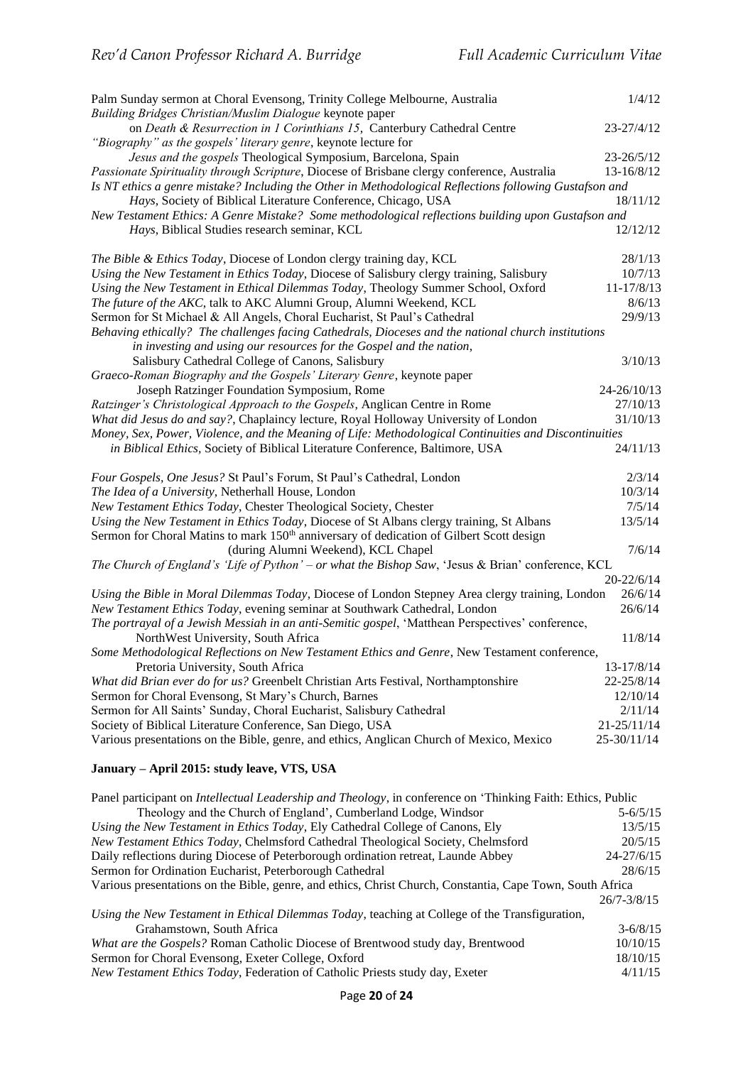Palm Sunday sermon at Choral Evensong, Trinity College Melbourne, Australia 1/4/12

*Building Bridges Christian/Muslim Dialogue* keynote paper
on *Death & Resurrection in 1 Corinthians 15,* Canterbury Cathedral Centre 23-27/4/12

*"Biography" as the gospels' literary genre*, keynote lecture for
*Jesus and the gospels* Theological Symposium, Barcelona, Spain 23-26/5/12

*Passionate Spirituality through Scripture*, Diocese of Brisbane clergy conference, Australia 13-16/8/12

*Is NT ethics a genre mistake? Including the Other in Methodological Reflections following Gustafson and Hays*, Society of Biblical Literature Conference, Chicago, USA 18/11/12

*New Testament Ethics: A Genre Mistake? Some methodological reflections building upon Gustafson and Hays*, Biblical Studies research seminar, KCL 12/12/12

*The Bible & Ethics Today*, Diocese of London clergy training day, KCL 28/1/13

*Using the New Testament in Ethics Today*, Diocese of Salisbury clergy training, Salisbury 10/7/13

*Using the New Testament in Ethical Dilemmas Today*, Theology Summer School, Oxford 11-17/8/13

*The future of the AKC*, talk to AKC Alumni Group, Alumni Weekend, KCL 8/6/13

Sermon for St Michael & All Angels, Choral Eucharist, St Paul's Cathedral 29/9/13

*Behaving ethically? The challenges facing Cathedrals, Dioceses and the national church institutions in investing and using our resources for the Gospel and the nation*,
Salisbury Cathedral College of Canons, Salisbury 3/10/13

*Graeco-Roman Biography and the Gospels' Literary Genre*, keynote paper
Joseph Ratzinger Foundation Symposium, Rome 24-26/10/13

*Ratzinger's Christological Approach to the Gospels*, Anglican Centre in Rome 27/10/13

*What did Jesus do and say?*, Chaplaincy lecture, Royal Holloway University of London 31/10/13

*Money, Sex, Power, Violence, and the Meaning of Life: Methodological Continuities and Discontinuities in Biblical Ethics,* Society of Biblical Literature Conference, Baltimore, USA 24/11/13

*Four Gospels, One Jesus?* St Paul's Forum, St Paul's Cathedral, London 2/3/14

*The Idea of a University*, Netherhall House, London 10/3/14

*New Testament Ethics Today*, Chester Theological Society, Chester 7/5/14

*Using the New Testament in Ethics Today*, Diocese of St Albans clergy training, St Albans 13/5/14

Sermon for Choral Matins to mark 150th anniversary of dedication of Gilbert Scott design
(during Alumni Weekend), KCL Chapel 7/6/14

*The Church of England's 'Life of Python' – or what the Bishop Saw*, 'Jesus & Brian' conference, KCL 20-22/6/14

*Using the Bible in Moral Dilemmas Today*, Diocese of London Stepney Area clergy training, London 26/6/14

*New Testament Ethics Today*, evening seminar at Southwark Cathedral, London 26/6/14

*The portrayal of a Jewish Messiah in an anti-Semitic gospel*, 'Matthean Perspectives' conference,
NorthWest University, South Africa 11/8/14

*Some Methodological Reflections on New Testament Ethics and Genre*, New Testament conference,
Pretoria University, South Africa 13-17/8/14

*What did Brian ever do for us?* Greenbelt Christian Arts Festival, Northamptonshire 22-25/8/14

Sermon for Choral Evensong, St Mary's Church, Barnes 12/10/14

Sermon for All Saints' Sunday, Choral Eucharist, Salisbury Cathedral 2/11/14

Society of Biblical Literature Conference, San Diego, USA 21-25/11/14

Various presentations on the Bible, genre, and ethics, Anglican Church of Mexico, Mexico 25-30/11/14

**January – April 2015: study leave, VTS, USA**

Panel participant on *Intellectual Leadership and Theology*, in conference on 'Thinking Faith: Ethics, Public Theology and the Church of England', Cumberland Lodge, Windsor 5-6/5/15

*Using the New Testament in Ethics Today*, Ely Cathedral College of Canons, Ely 13/5/15

*New Testament Ethics Today*, Chelmsford Cathedral Theological Society, Chelmsford 20/5/15

Daily reflections during Diocese of Peterborough ordination retreat, Launde Abbey 24-27/6/15

Sermon for Ordination Eucharist, Peterborough Cathedral 28/6/15

Various presentations on the Bible, genre, and ethics, Christ Church, Constantia, Cape Town, South Africa 26/7-3/8/15

*Using the New Testament in Ethical Dilemmas Today*, teaching at College of the Transfiguration,
Grahamstown, South Africa 3-6/8/15

*What are the Gospels?* Roman Catholic Diocese of Brentwood study day, Brentwood 10/10/15

Sermon for Choral Evensong, Exeter College, Oxford 18/10/15

*New Testament Ethics Today*, Federation of Catholic Priests study day, Exeter 4/11/15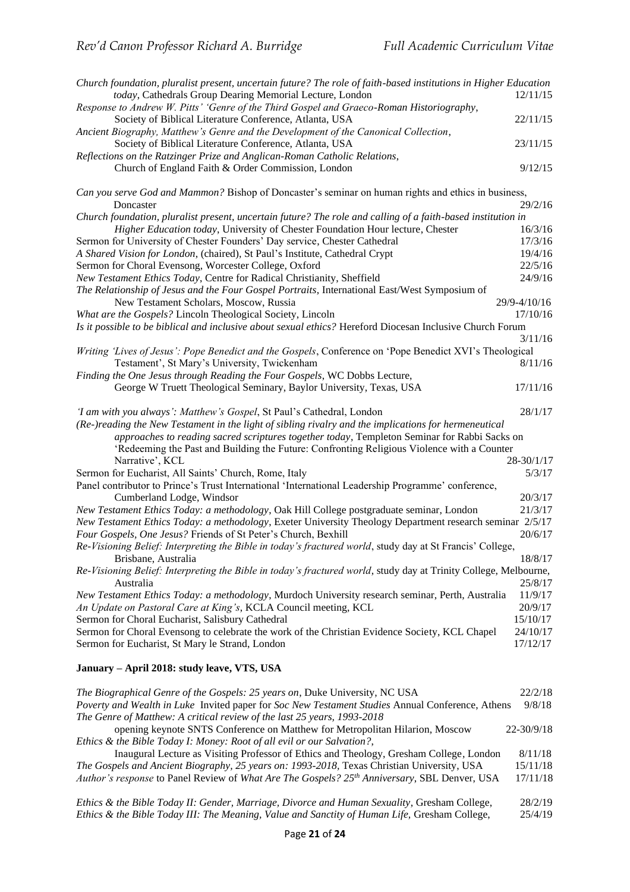*Church foundation, pluralist present, uncertain future? The role of faith-based institutions in Higher Education today*, Cathedrals Group Dearing Memorial Lecture, London 12/11/15

*Response to Andrew W. Pitts' 'Genre of the Third Gospel and Graeco-Roman Historiography*, Society of Biblical Literature Conference, Atlanta, USA 22/11/15

*Ancient Biography, Matthew's Genre and the Development of the Canonical Collection*, Society of Biblical Literature Conference, Atlanta, USA 23/11/15

*Reflections on the Ratzinger Prize and Anglican-Roman Catholic Relations*, Church of England Faith & Order Commission, London 9/12/15

*Can you serve God and Mammon?* Bishop of Doncaster's seminar on human rights and ethics in business, Doncaster 29/2/16

*Church foundation, pluralist present, uncertain future? The role and calling of a faith-based institution in Higher Education today*, University of Chester Foundation Hour lecture, Chester 16/3/16

Sermon for University of Chester Founders' Day service, Chester Cathedral 17/3/16

*A Shared Vision for London*, (chaired), St Paul's Institute, Cathedral Crypt 19/4/16

Sermon for Choral Evensong, Worcester College, Oxford 22/5/16

*New Testament Ethics Today*, Centre for Radical Christianity, Sheffield 24/9/16

*The Relationship of Jesus and the Four Gospel Portraits*, International East/West Symposium of New Testament Scholars, Moscow, Russia 29/9-4/10/16

*What are the Gospels?* Lincoln Theological Society, Lincoln 17/10/16

*Is it possible to be biblical and inclusive about sexual ethics?* Hereford Diocesan Inclusive Church Forum 3/11/16

*Writing 'Lives of Jesus': Pope Benedict and the Gospels*, Conference on 'Pope Benedict XVI's Theological Testament', St Mary's University, Twickenham 8/11/16

*Finding the One Jesus through Reading the Four Gospels*, WC Dobbs Lecture, George W Truett Theological Seminary, Baylor University, Texas, USA 17/11/16

*'I am with you always': Matthew's Gospel*, St Paul's Cathedral, London 28/1/17

*(Re-)reading the New Testament in the light of sibling rivalry and the implications for hermeneutical approaches to reading sacred scriptures together today*, Templeton Seminar for Rabbi Sacks on 'Redeeming the Past and Building the Future: Confronting Religious Violence with a Counter Narrative', KCL 28-30/1/17

Sermon for Eucharist, All Saints' Church, Rome, Italy 5/3/17

Panel contributor to Prince's Trust International 'International Leadership Programme' conference, Cumberland Lodge, Windsor 20/3/17

*New Testament Ethics Today: a methodology*, Oak Hill College postgraduate seminar, London 21/3/17

*New Testament Ethics Today: a methodology*, Exeter University Theology Department research seminar 2/5/17

*Four Gospels, One Jesus?* Friends of St Peter's Church, Bexhill 20/6/17

*Re-Visioning Belief: Interpreting the Bible in today's fractured world*, study day at St Francis' College, Brisbane, Australia 18/8/17

*Re-Visioning Belief: Interpreting the Bible in today's fractured world*, study day at Trinity College, Melbourne, Australia 25/8/17

*New Testament Ethics Today: a methodology*, Murdoch University research seminar, Perth, Australia 11/9/17

*An Update on Pastoral Care at King's*, KCLA Council meeting, KCL 20/9/17

Sermon for Choral Eucharist, Salisbury Cathedral 15/10/17

Sermon for Choral Evensong to celebrate the work of the Christian Evidence Society, KCL Chapel 24/10/17

Sermon for Eucharist, St Mary le Strand, London 17/12/17

**January – April 2018: study leave, VTS, USA**

*The Biographical Genre of the Gospels: 25 years on*, Duke University, NC USA 22/2/18

*Poverty and Wealth in Luke* Invited paper for *Soc New Testament Studies* Annual Conference, Athens 9/8/18

*The Genre of Matthew: A critical review of the last 25 years, 1993-2018* opening keynote SNTS Conference on Matthew for Metropolitan Hilarion, Moscow 22-30/9/18

*Ethics & the Bible Today I: Money: Root of all evil or our Salvation?*, Inaugural Lecture as Visiting Professor of Ethics and Theology, Gresham College, London 8/11/18

*The Gospels and Ancient Biography, 25 years on: 1993-2018*, Texas Christian University, USA 15/11/18

*Author's response* to Panel Review of *What Are The Gospels? 25th Anniversary*, SBL Denver, USA 17/11/18

*Ethics & the Bible Today II: Gender, Marriage, Divorce and Human Sexuality*, Gresham College, 28/2/19

*Ethics & the Bible Today III: The Meaning, Value and Sanctity of Human Life*, Gresham College, 25/4/19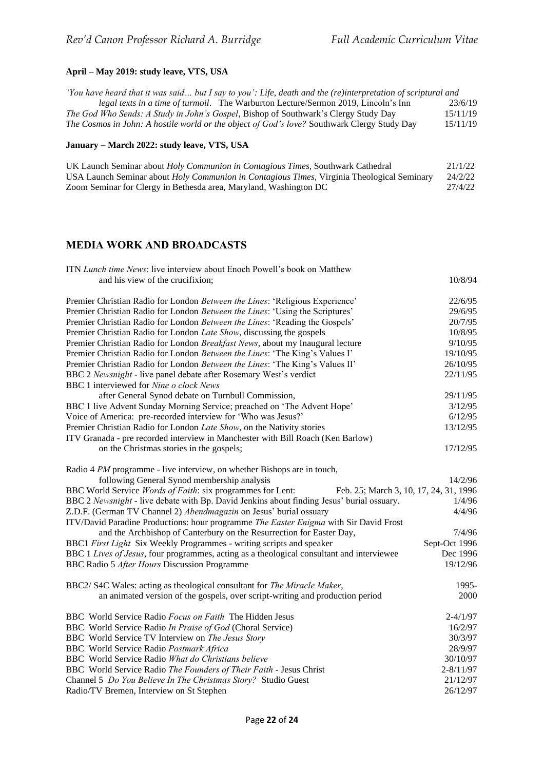**April – May 2019: study leave, VTS, USA**

*'You have heard that it was said… but I say to you': Life, death and the (re)interpretation of scriptural and legal texts in a time of turmoil*. The Warburton Lecture/Sermon 2019, Lincoln's Inn — 23/6/19
*The God Who Sends: A Study in John's Gospel*, Bishop of Southwark's Clergy Study Day — 15/11/19
*The Cosmos in John: A hostile world or the object of God's love?* Southwark Clergy Study Day — 15/11/19

**January – March 2022: study leave, VTS, USA**

UK Launch Seminar about *Holy Communion in Contagious Times*, Southwark Cathedral — 21/1/22
USA Launch Seminar about *Holy Communion in Contagious Times*, Virginia Theological Seminary — 24/2/22
Zoom Seminar for Clergy in Bethesda area, Maryland, Washington DC — 27/4/22

## MEDIA WORK AND BROADCASTS

ITN *Lunch time News*: live interview about Enoch Powell's book on Matthew and his view of the crucifixion; — 10/8/94

Premier Christian Radio for London *Between the Lines*: 'Religious Experience' — 22/6/95
Premier Christian Radio for London *Between the Lines*: 'Using the Scriptures' — 29/6/95
Premier Christian Radio for London *Between the Lines*: 'Reading the Gospels' — 20/7/95
Premier Christian Radio for London *Late Show*, discussing the gospels — 10/8/95
Premier Christian Radio for London *Breakfast News*, about my Inaugural lecture — 9/10/95
Premier Christian Radio for London *Between the Lines*: 'The King's Values I' — 19/10/95
Premier Christian Radio for London *Between the Lines*: 'The King's Values II' — 26/10/95
BBC 2 *Newsnight* - live panel debate after Rosemary West's verdict — 22/11/95
BBC 1 interviewed for *Nine o clock News* after General Synod debate on Turnbull Commission, — 29/11/95
BBC 1 live Advent Sunday Morning Service; preached on 'The Advent Hope' — 3/12/95
Voice of America: pre-recorded interview for 'Who was Jesus?' — 6/12/95
Premier Christian Radio for London *Late Show*, on the Nativity stories — 13/12/95
ITV Granada - pre recorded interview in Manchester with Bill Roach (Ken Barlow) on the Christmas stories in the gospels; — 17/12/95

Radio 4 *PM* programme - live interview, on whether Bishops are in touch, following General Synod membership analysis — 14/2/96
BBC World Service *Words of Faith*: six programmes for Lent: — Feb. 25; March 3, 10, 17, 24, 31, 1996
BBC 2 *Newsnight* - live debate with Bp. David Jenkins about finding Jesus' burial ossuary. — 1/4/96
Z.D.F. (German TV Channel 2) *Abendmagazin* on Jesus' burial ossuary — 4/4/96
ITV/David Paradine Productions: hour programme *The Easter Enigma* with Sir David Frost and the Archbishop of Canterbury on the Resurrection for Easter Day, — 7/4/96
BBC1 *First Light* Six Weekly Programmes - writing scripts and speaker — Sept-Oct 1996
BBC 1 *Lives of Jesus*, four programmes, acting as a theological consultant and interviewee — Dec 1996
BBC Radio 5 *After Hours* Discussion Programme — 19/12/96

BBC2/ S4C Wales: acting as theological consultant for *The Miracle Maker*, an animated version of the gospels, over script-writing and production period — 1995-2000

BBC World Service Radio *Focus on Faith* The Hidden Jesus — 2-4/1/97
BBC World Service Radio *In Praise of God* (Choral Service) — 16/2/97
BBC World Service TV Interview on *The Jesus Story* — 30/3/97
BBC World Service Radio *Postmark Africa* — 28/9/97
BBC World Service Radio *What do Christians believe* — 30/10/97
BBC World Service Radio *The Founders of Their Faith* - Jesus Christ — 2-8/11/97
Channel 5 *Do You Believe In The Christmas Story?* Studio Guest — 21/12/97
Radio/TV Bremen, Interview on St Stephen — 26/12/97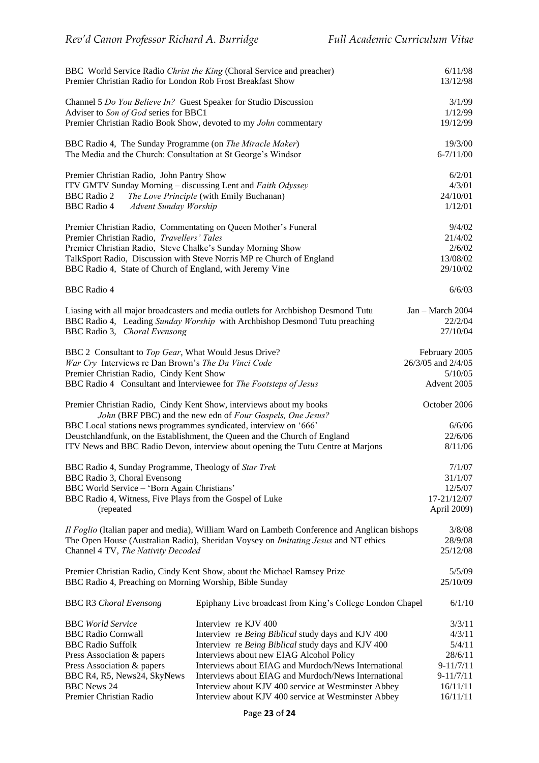| | |
|---|---|
| BBC World Service Radio *Christ the King* (Choral Service and preacher) | 6/11/98 |
| Premier Christian Radio for London Rob Frost Breakfast Show | 13/12/98 |
| | |
| Channel 5 *Do You Believe In?* Guest Speaker for Studio Discussion | 3/1/99 |
| Adviser to *Son of God* series for BBC1 | 1/12/99 |
| Premier Christian Radio Book Show, devoted to my *John* commentary | 19/12/99 |
| | |
| BBC Radio 4, The Sunday Programme (on *The Miracle Maker*) | 19/3/00 |
| The Media and the Church: Consultation at St George's Windsor | 6-7/11/00 |
| | |
| Premier Christian Radio, John Pantry Show | 6/2/01 |
| ITV GMTV Sunday Morning – discussing Lent and *Faith Odyssey* | 4/3/01 |
| BBC Radio 2 *The Love Principle* (with Emily Buchanan) | 24/10/01 |
| BBC Radio 4 *Advent Sunday Worship* | 1/12/01 |
| | |
| Premier Christian Radio, Commentating on Queen Mother's Funeral | 9/4/02 |
| Premier Christian Radio, *Travellers' Tales* | 21/4/02 |
| Premier Christian Radio, Steve Chalke's Sunday Morning Show | 2/6/02 |
| TalkSport Radio, Discussion with Steve Norris MP re Church of England | 13/08/02 |
| BBC Radio 4, State of Church of England, with Jeremy Vine | 29/10/02 |
| | |
| BBC Radio 4 | 6/6/03 |
| | |
| Liasing with all major broadcasters and media outlets for Archbishop Desmond Tutu | Jan – March 2004 |
| BBC Radio 4, Leading *Sunday Worship* with Archbishop Desmond Tutu preaching | 22/2/04 |
| BBC Radio 3, *Choral Evensong* | 27/10/04 |
| | |
| BBC 2 Consultant to *Top Gear*, What Would Jesus Drive? | February 2005 |
| *War Cry* Interviews re Dan Brown's *The Da Vinci Code* | 26/3/05 and 2/4/05 |
| Premier Christian Radio, Cindy Kent Show | 5/10/05 |
| BBC Radio 4 Consultant and Interviewee for *The Footsteps of Jesus* | Advent 2005 |
| | |
| Premier Christian Radio, Cindy Kent Show, interviews about my books *John* (BRF PBC) and the new edn of *Four Gospels, One Jesus?* | October 2006 |
| BBC Local stations news programmes syndicated, interview on '666' | 6/6/06 |
| Deustchlandfunk, on the Establishment, the Queen and the Church of England | 22/6/06 |
| ITV News and BBC Radio Devon, interview about opening the Tutu Centre at Marjons | 8/11/06 |
| | |
| BBC Radio 4, Sunday Programme, Theology of *Star Trek* | 7/1/07 |
| BBC Radio 3, Choral Evensong | 31/1/07 |
| BBC World Service – 'Born Again Christians' | 12/5/07 |
| BBC Radio 4, Witness, Five Plays from the Gospel of Luke | 17-21/12/07 |
| (repeated | April 2009) |
| | |
| *Il Foglio* (Italian paper and media), William Ward on Lambeth Conference and Anglican bishops | 3/8/08 |
| The Open House (Australian Radio), Sheridan Voysey on *Imitating Jesus* and NT ethics | 28/9/08 |
| Channel 4 TV, *The Nativity Decoded* | 25/12/08 |
| | |
| Premier Christian Radio, Cindy Kent Show, about the Michael Ramsey Prize | 5/5/09 |
| BBC Radio 4, Preaching on Morning Worship, Bible Sunday | 25/10/09 |

| | | |
|---|---|---|
| BBC R3 *Choral Evensong* | Epiphany Live broadcast from King's College London Chapel | 6/1/10 |
| | | |
| BBC *World Service* | Interview re KJV 400 | 3/3/11 |
| BBC Radio Cornwall | Interview re *Being Biblical* study days and KJV 400 | 4/3/11 |
| BBC Radio Suffolk | Interview re *Being Biblical* study days and KJV 400 | 5/4/11 |
| Press Association & papers | Interviews about new EIAG Alcohol Policy | 28/6/11 |
| Press Association & papers | Interviews about EIAG and Murdoch/News International | 9-11/7/11 |
| BBC R4, R5, News24, SkyNews | Interviews about EIAG and Murdoch/News International | 9-11/7/11 |
| BBC News 24 | Interview about KJV 400 service at Westminster Abbey | 16/11/11 |
| Premier Christian Radio | Interview about KJV 400 service at Westminster Abbey | 16/11/11 |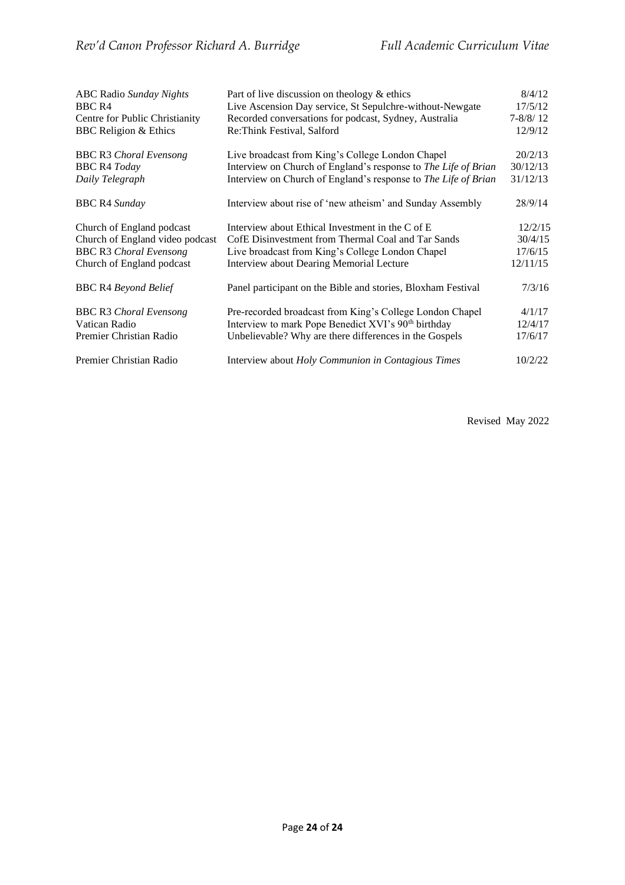| | | |
|---|---|---|
| ABC Radio *Sunday Nights* | Part of live discussion on theology & ethics | 8/4/12 |
| BBC R4 | Live Ascension Day service, St Sepulchre-without-Newgate | 17/5/12 |
| Centre for Public Christianity | Recorded conversations for podcast, Sydney, Australia | 7-8/8/ 12 |
| BBC Religion & Ethics | Re:Think Festival, Salford | 12/9/12 |
| BBC R3 *Choral Evensong* | Live broadcast from King's College London Chapel | 20/2/13 |
| BBC R4 *Today* | Interview on Church of England's response to *The Life of Brian* | 30/12/13 |
| *Daily Telegraph* | Interview on Church of England's response to *The Life of Brian* | 31/12/13 |
| BBC R4 *Sunday* | Interview about rise of 'new atheism' and Sunday Assembly | 28/9/14 |
| Church of England podcast | Interview about Ethical Investment in the C of E | 12/2/15 |
| Church of England video podcast | CofE Disinvestment from Thermal Coal and Tar Sands | 30/4/15 |
| BBC R3 *Choral Evensong* | Live broadcast from King's College London Chapel | 17/6/15 |
| Church of England podcast | Interview about Dearing Memorial Lecture | 12/11/15 |
| BBC R4 *Beyond Belief* | Panel participant on the Bible and stories, Bloxham Festival | 7/3/16 |
| BBC R3 *Choral Evensong* | Pre-recorded broadcast from King's College London Chapel | 4/1/17 |
| Vatican Radio | Interview to mark Pope Benedict XVI's 90th birthday | 12/4/17 |
| Premier Christian Radio | Unbelievable? Why are there differences in the Gospels | 17/6/17 |
| Premier Christian Radio | Interview about *Holy Communion in Contagious Times* | 10/2/22 |

Revised May 2022